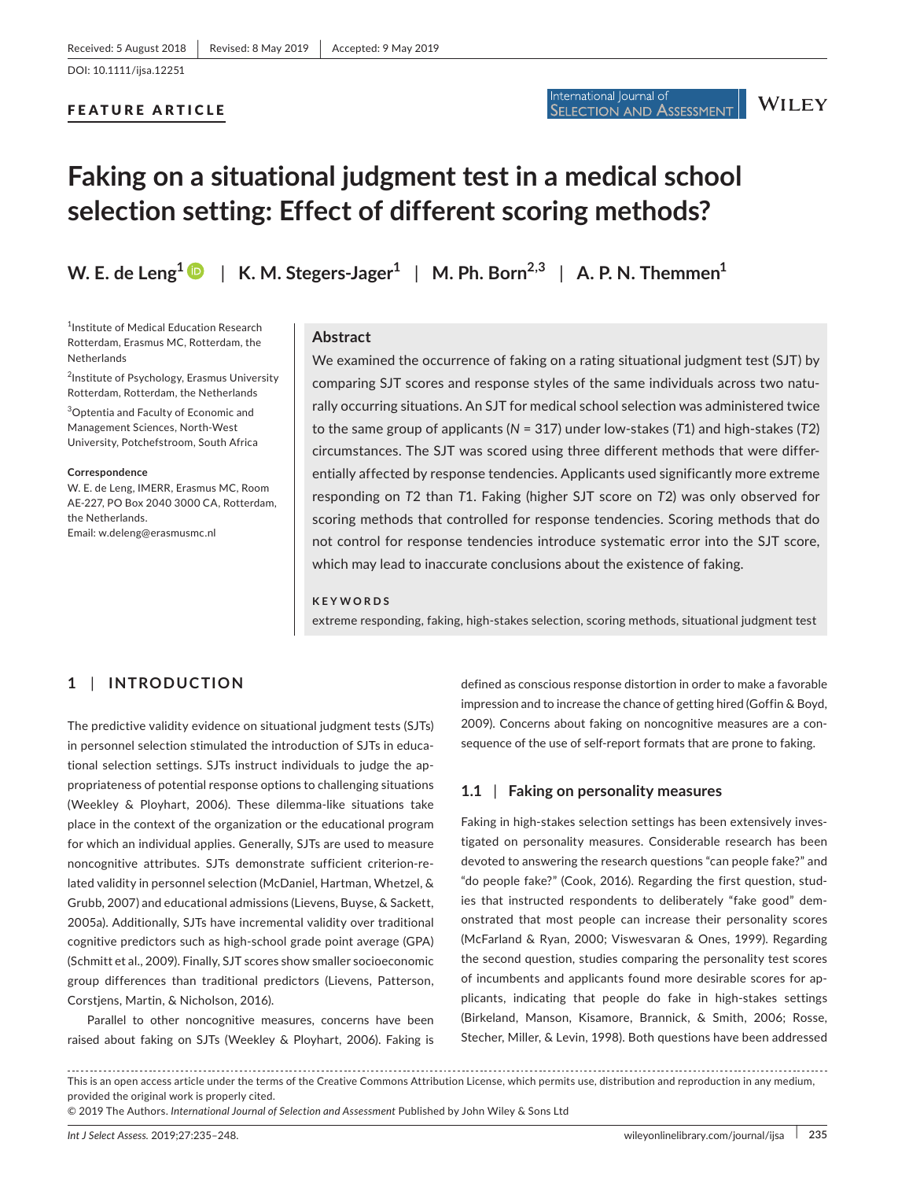Received: 5 August 2018 | Revised: 8 May 2019 | Accepted: 9 May 2019

DOI: 10.1111/ijsa.12251

FEATURE ARTICLE

# Faking on a situational judgment test in a medical school selection setting: Effect of different scoring methods?

**W. E. de Leng[1] | K. M. Stegers-Jager[1] | M. Ph. Born[2,3] | A. P. N. Themmen[1]**

[1]Institute of Medical Education Research Rotterdam, Erasmus MC, Rotterdam, the Netherlands

[2]Institute of Psychology, Erasmus University Rotterdam, Rotterdam, the Netherlands

[3]Optentia and Faculty of Economic and Management Sciences, North-West University, Potchefstroom, South Africa

**Correspondence**
W. E. de Leng, IMERR, Erasmus MC, Room AE-227, PO Box 2040 3000 CA, Rotterdam, the Netherlands.
Email: w.deleng@erasmusmc.nl

## Abstract

We examined the occurrence of faking on a rating situational judgment test (SJT) by comparing SJT scores and response styles of the same individuals across two naturally occurring situations. An SJT for medical school selection was administered twice to the same group of applicants ($N$ = 317) under low-stakes ($T1$) and high-stakes ($T2$) circumstances. The SJT was scored using three different methods that were differentially affected by response tendencies. Applicants used significantly more extreme responding on $T2$ than $T1$. Faking (higher SJT score on $T2$) was only observed for scoring methods that controlled for response tendencies. Scoring methods that do not control for response tendencies introduce systematic error into the SJT score, which may lead to inaccurate conclusions about the existence of faking.

**KEYWORDS**

extreme responding, faking, high-stakes selection, scoring methods, situational judgment test

## 1 | INTRODUCTION

The predictive validity evidence on situational judgment tests (SJTs) in personnel selection stimulated the introduction of SJTs in educational selection settings. SJTs instruct individuals to judge the appropriateness of potential response options to challenging situations (Weekley & Ployhart, 2006). These dilemma-like situations take place in the context of the organization or the educational program for which an individual applies. Generally, SJTs are used to measure noncognitive attributes. SJTs demonstrate sufficient criterion-related validity in personnel selection (McDaniel, Hartman, Whetzel, & Grubb, 2007) and educational admissions (Lievens, Buyse, & Sackett, 2005a). Additionally, SJTs have incremental validity over traditional cognitive predictors such as high-school grade point average (GPA) (Schmitt et al., 2009). Finally, SJT scores show smaller socioeconomic group differences than traditional predictors (Lievens, Patterson, Corstjens, Martin, & Nicholson, 2016).

Parallel to other noncognitive measures, concerns have been raised about faking on SJTs (Weekley & Ployhart, 2006). Faking is defined as conscious response distortion in order to make a favorable impression and to increase the chance of getting hired (Goffin & Boyd, 2009). Concerns about faking on noncognitive measures are a consequence of the use of self-report formats that are prone to faking.

### 1.1 | Faking on personality measures

Faking in high-stakes selection settings has been extensively investigated on personality measures. Considerable research has been devoted to answering the research questions "can people fake?" and "do people fake?" (Cook, 2016). Regarding the first question, studies that instructed respondents to deliberately "fake good" demonstrated that most people can increase their personality scores (McFarland & Ryan, 2000; Viswesvaran & Ones, 1999). Regarding the second question, studies comparing the personality test scores of incumbents and applicants found more desirable scores for applicants, indicating that people do fake in high-stakes settings (Birkeland, Manson, Kisamore, Brannick, & Smith, 2006; Rosse, Stecher, Miller, & Levin, 1998). Both questions have been addressed

This is an open access article under the terms of the Creative Commons Attribution License, which permits use, distribution and reproduction in any medium, provided the original work is properly cited.
© 2019 The Authors. *International Journal of Selection and Assessment* Published by John Wiley & Sons Ltd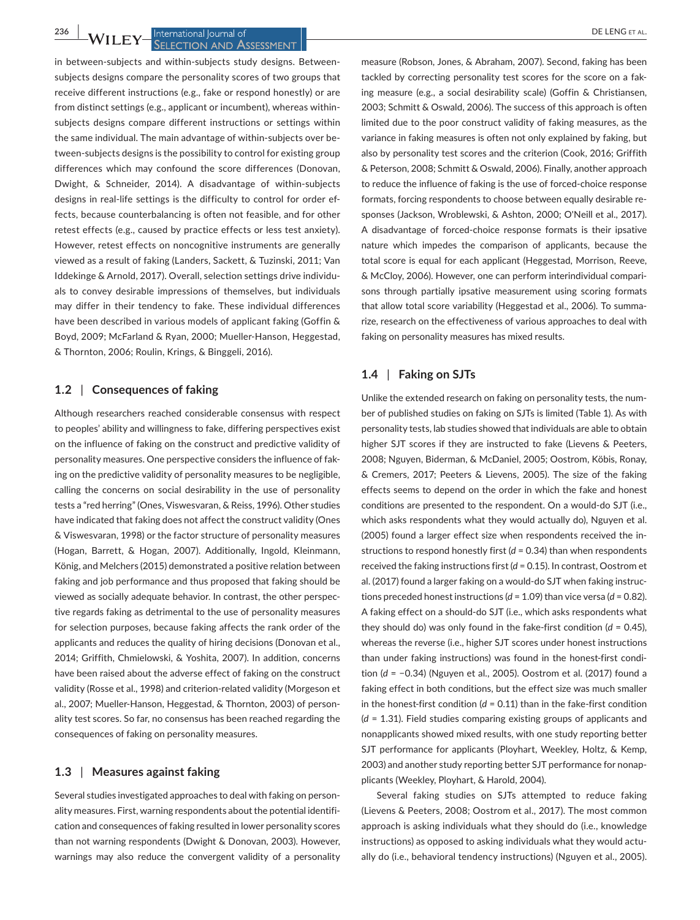in between-subjects and within-subjects study designs. Between-subjects designs compare the personality scores of two groups that receive different instructions (e.g., fake or respond honestly) or are from distinct settings (e.g., applicant or incumbent), whereas within-subjects designs compare different instructions or settings within the same individual. The main advantage of within-subjects over between-subjects designs is the possibility to control for existing group differences which may confound the score differences (Donovan, Dwight, & Schneider, 2014). A disadvantage of within-subjects designs in real-life settings is the difficulty to control for order effects, because counterbalancing is often not feasible, and for other retest effects (e.g., caused by practice effects or less test anxiety). However, retest effects on noncognitive instruments are generally viewed as a result of faking (Landers, Sackett, & Tuzinski, 2011; Van Iddekinge & Arnold, 2017). Overall, selection settings drive individuals to convey desirable impressions of themselves, but individuals may differ in their tendency to fake. These individual differences have been described in various models of applicant faking (Goffin & Boyd, 2009; McFarland & Ryan, 2000; Mueller-Hanson, Heggestad, & Thornton, 2006; Roulin, Krings, & Binggeli, 2016).

### 1.2 | Consequences of faking

Although researchers reached considerable consensus with respect to peoples' ability and willingness to fake, differing perspectives exist on the influence of faking on the construct and predictive validity of personality measures. One perspective considers the influence of faking on the predictive validity of personality measures to be negligible, calling the concerns on social desirability in the use of personality tests a "red herring" (Ones, Viswesvaran, & Reiss, 1996). Other studies have indicated that faking does not affect the construct validity (Ones & Viswesvaran, 1998) or the factor structure of personality measures (Hogan, Barrett, & Hogan, 2007). Additionally, Ingold, Kleinmann, König, and Melchers (2015) demonstrated a positive relation between faking and job performance and thus proposed that faking should be viewed as socially adequate behavior. In contrast, the other perspective regards faking as detrimental to the use of personality measures for selection purposes, because faking affects the rank order of the applicants and reduces the quality of hiring decisions (Donovan et al., 2014; Griffith, Chmielowski, & Yoshita, 2007). In addition, concerns have been raised about the adverse effect of faking on the construct validity (Rosse et al., 1998) and criterion-related validity (Morgeson et al., 2007; Mueller-Hanson, Heggestad, & Thornton, 2003) of personality test scores. So far, no consensus has been reached regarding the consequences of faking on personality measures.

### 1.3 | Measures against faking

Several studies investigated approaches to deal with faking on personality measures. First, warning respondents about the potential identification and consequences of faking resulted in lower personality scores than not warning respondents (Dwight & Donovan, 2003). However, warnings may also reduce the convergent validity of a personality measure (Robson, Jones, & Abraham, 2007). Second, faking has been tackled by correcting personality test scores for the score on a faking measure (e.g., a social desirability scale) (Goffin & Christiansen, 2003; Schmitt & Oswald, 2006). The success of this approach is often limited due to the poor construct validity of faking measures, as the variance in faking measures is often not only explained by faking, but also by personality test scores and the criterion (Cook, 2016; Griffith & Peterson, 2008; Schmitt & Oswald, 2006). Finally, another approach to reduce the influence of faking is the use of forced-choice response formats, forcing respondents to choose between equally desirable responses (Jackson, Wroblewski, & Ashton, 2000; O'Neill et al., 2017). A disadvantage of forced-choice response formats is their ipsative nature which impedes the comparison of applicants, because the total score is equal for each applicant (Heggestad, Morrison, Reeve, & McCloy, 2006). However, one can perform interindividual comparisons through partially ipsative measurement using scoring formats that allow total score variability (Heggestad et al., 2006). To summarize, research on the effectiveness of various approaches to deal with faking on personality measures has mixed results.

### 1.4 | Faking on SJTs

Unlike the extended research on faking on personality tests, the number of published studies on faking on SJTs is limited (Table 1). As with personality tests, lab studies showed that individuals are able to obtain higher SJT scores if they are instructed to fake (Lievens & Peeters, 2008; Nguyen, Biderman, & McDaniel, 2005; Oostrom, Köbis, Ronay, & Cremers, 2017; Peeters & Lievens, 2005). The size of the faking effects seems to depend on the order in which the fake and honest conditions are presented to the respondent. On a would-do SJT (i.e., which asks respondents what they would actually do), Nguyen et al. (2005) found a larger effect size when respondents received the instructions to respond honestly first ($d$ = 0.34) than when respondents received the faking instructions first ($d$ = 0.15). In contrast, Oostrom et al. (2017) found a larger faking on a would-do SJT when faking instructions preceded honest instructions ($d$ = 1.09) than vice versa ($d$ = 0.82). A faking effect on a should-do SJT (i.e., which asks respondents what they should do) was only found in the fake-first condition ($d$ = 0.45), whereas the reverse (i.e., higher SJT scores under honest instructions than under faking instructions) was found in the honest-first condition ($d$ = −0.34) (Nguyen et al., 2005). Oostrom et al. (2017) found a faking effect in both conditions, but the effect size was much smaller in the honest-first condition ($d$ = 0.11) than in the fake-first condition ($d$ = 1.31). Field studies comparing existing groups of applicants and nonapplicants showed mixed results, with one study reporting better SJT performance for applicants (Ployhart, Weekley, Holtz, & Kemp, 2003) and another study reporting better SJT performance for nonapplicants (Weekley, Ployhart, & Harold, 2004).

Several faking studies on SJTs attempted to reduce faking (Lievens & Peeters, 2008; Oostrom et al., 2017). The most common approach is asking individuals what they should do (i.e., knowledge instructions) as opposed to asking individuals what they would actually do (i.e., behavioral tendency instructions) (Nguyen et al., 2005).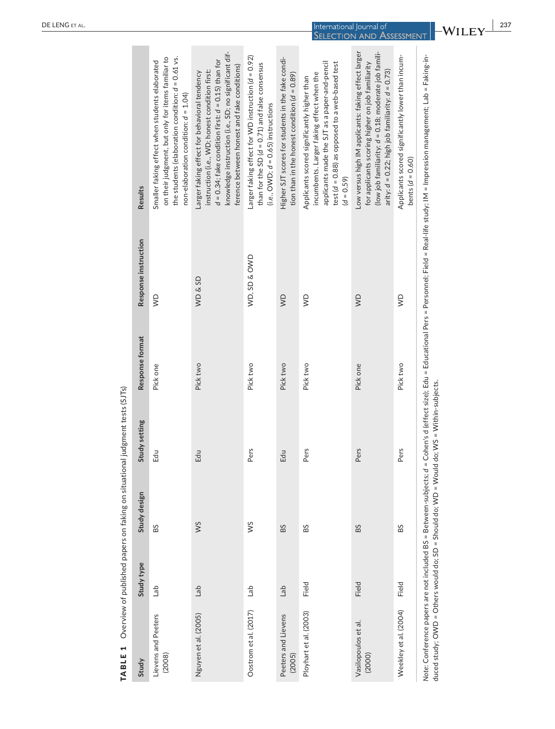**TABLE 1** Overview of published papers on faking on situational judgment tests (SJTs)

| Study | Study type | Study design | Study setting | Response format | Response instruction | Results |
|---|---|---|---|---|---|---|
| Lievens and Peeters (2008) | Lab | BS | Edu | Pick one | WD | Smaller faking effect when students elaborated on their judgment, but only for items familiar to the students (elaboration condition: $d = 0.61$ vs. non-elaboration condition: $d = 1.04$) |
| Nguyen et al. (2005) | Lab | WS | Edu | Pick two | WD & SD | Larger faking effect for behavioral tendency instruction (i.e., WD; honest condition first: $d = 0.34$; fake condition first: $d = 0.15$) than for knowledge instruction (i.e., SD; no significant difference between honest and fake conditions) |
| Oostrom et al. (2017) | Lab | WS | Pers | Pick two | WD, SD & OWD | Larger faking effect for WD instruction ($d = 0.92$) than for the SD ($d = 0.71$) and false consensus (i.e., OWD; $d = 0.65$) instructions |
| Peeters and Lievens (2005) | Lab | BS | Edu | Pick two | WD | Higher SJT scores for students in the fake condition than in the honest condition ($d = 0.89$) |
| Ployhart et al. (2003) | Field | BS | Pers | Pick two | WD | Applicants scored significantly higher than incumbents. Larger faking effect when the applicants made the SJT as a paper-and-pencil test ($d = 0.88$) as opposed to a web-based test ($d = 0.59$) |
| Vasilopoulos et al. (2000) | Field | BS | Pers | Pick one | WD | Low versus high IM applicants: faking effect larger for applicants scoring higher on job familiarity (low job familiarity: $d = 0.18$; moderate job familiarity: $d = 0.22$; high job familiarity: $d = 0.73$) |
| Weekley et al. (2004) | Field | BS | Pers | Pick two | WD | Applicants scored significantly lower than incumbents ($d = 0.60$) |

*Note*: Conference papers are not included BS = Between-subjects; $d$ = Cohen's d (effect size); Edu = Educational Pers = Personnel; Field = Real-life study; IM = Impression management; Lab = Faking-induced study; OWD = Others would do; SD = Should do; WD = Would do; WS = Within-subjects.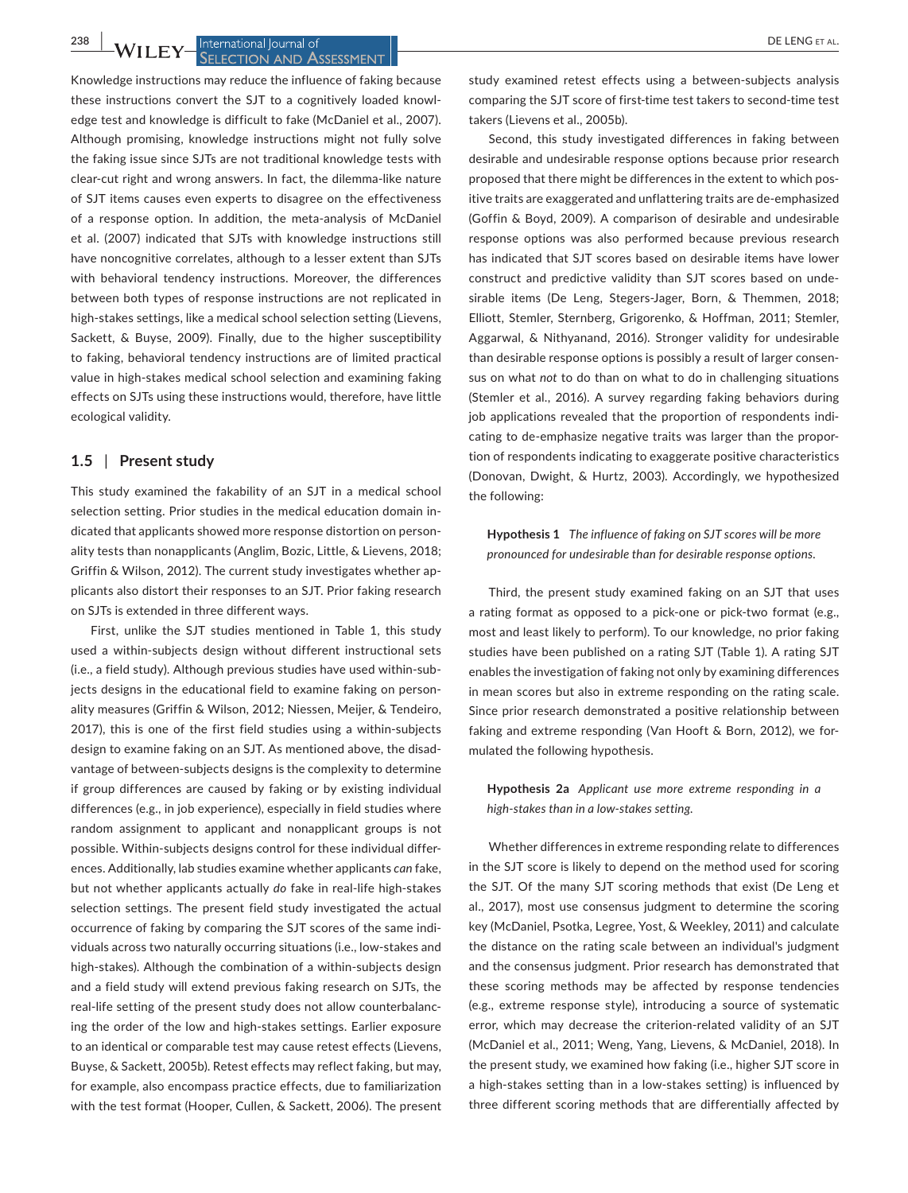Knowledge instructions may reduce the influence of faking because these instructions convert the SJT to a cognitively loaded knowledge test and knowledge is difficult to fake (McDaniel et al., 2007). Although promising, knowledge instructions might not fully solve the faking issue since SJTs are not traditional knowledge tests with clear-cut right and wrong answers. In fact, the dilemma-like nature of SJT items causes even experts to disagree on the effectiveness of a response option. In addition, the meta-analysis of McDaniel et al. (2007) indicated that SJTs with knowledge instructions still have noncognitive correlates, although to a lesser extent than SJTs with behavioral tendency instructions. Moreover, the differences between both types of response instructions are not replicated in high-stakes settings, like a medical school selection setting (Lievens, Sackett, & Buyse, 2009). Finally, due to the higher susceptibility to faking, behavioral tendency instructions are of limited practical value in high-stakes medical school selection and examining faking effects on SJTs using these instructions would, therefore, have little ecological validity.

### 1.5 | Present study

This study examined the fakability of an SJT in a medical school selection setting. Prior studies in the medical education domain indicated that applicants showed more response distortion on personality tests than nonapplicants (Anglim, Bozic, Little, & Lievens, 2018; Griffin & Wilson, 2012). The current study investigates whether applicants also distort their responses to an SJT. Prior faking research on SJTs is extended in three different ways.

First, unlike the SJT studies mentioned in Table 1, this study used a within-subjects design without different instructional sets (i.e., a field study). Although previous studies have used within-subjects designs in the educational field to examine faking on personality measures (Griffin & Wilson, 2012; Niessen, Meijer, & Tendeiro, 2017), this is one of the first field studies using a within-subjects design to examine faking on an SJT. As mentioned above, the disadvantage of between-subjects designs is the complexity to determine if group differences are caused by faking or by existing individual differences (e.g., in job experience), especially in field studies where random assignment to applicant and nonapplicant groups is not possible. Within-subjects designs control for these individual differences. Additionally, lab studies examine whether applicants *can* fake, but not whether applicants actually *do* fake in real-life high-stakes selection settings. The present field study investigated the actual occurrence of faking by comparing the SJT scores of the same individuals across two naturally occurring situations (i.e., low-stakes and high-stakes). Although the combination of a within-subjects design and a field study will extend previous faking research on SJTs, the real-life setting of the present study does not allow counterbalancing the order of the low and high-stakes settings. Earlier exposure to an identical or comparable test may cause retest effects (Lievens, Buyse, & Sackett, 2005b). Retest effects may reflect faking, but may, for example, also encompass practice effects, due to familiarization with the test format (Hooper, Cullen, & Sackett, 2006). The present study examined retest effects using a between-subjects analysis comparing the SJT score of first-time test takers to second-time test takers (Lievens et al., 2005b).

Second, this study investigated differences in faking between desirable and undesirable response options because prior research proposed that there might be differences in the extent to which positive traits are exaggerated and unflattering traits are de-emphasized (Goffin & Boyd, 2009). A comparison of desirable and undesirable response options was also performed because previous research has indicated that SJT scores based on desirable items have lower construct and predictive validity than SJT scores based on undesirable items (De Leng, Stegers-Jager, Born, & Themmen, 2018; Elliott, Stemler, Sternberg, Grigorenko, & Hoffman, 2011; Stemler, Aggarwal, & Nithyanand, 2016). Stronger validity for undesirable than desirable response options is possibly a result of larger consensus on what *not* to do than on what to do in challenging situations (Stemler et al., 2016). A survey regarding faking behaviors during job applications revealed that the proportion of respondents indicating to de-emphasize negative traits was larger than the proportion of respondents indicating to exaggerate positive characteristics (Donovan, Dwight, & Hurtz, 2003). Accordingly, we hypothesized the following:

> **Hypothesis 1** *The influence of faking on SJT scores will be more pronounced for undesirable than for desirable response options.*

Third, the present study examined faking on an SJT that uses a rating format as opposed to a pick-one or pick-two format (e.g., most and least likely to perform). To our knowledge, no prior faking studies have been published on a rating SJT (Table 1). A rating SJT enables the investigation of faking not only by examining differences in mean scores but also in extreme responding on the rating scale. Since prior research demonstrated a positive relationship between faking and extreme responding (Van Hooft & Born, 2012), we formulated the following hypothesis.

> **Hypothesis 2a** *Applicant use more extreme responding in a high-stakes than in a low-stakes setting.*

Whether differences in extreme responding relate to differences in the SJT score is likely to depend on the method used for scoring the SJT. Of the many SJT scoring methods that exist (De Leng et al., 2017), most use consensus judgment to determine the scoring key (McDaniel, Psotka, Legree, Yost, & Weekley, 2011) and calculate the distance on the rating scale between an individual's judgment and the consensus judgment. Prior research has demonstrated that these scoring methods may be affected by response tendencies (e.g., extreme response style), introducing a source of systematic error, which may decrease the criterion-related validity of an SJT (McDaniel et al., 2011; Weng, Yang, Lievens, & McDaniel, 2018). In the present study, we examined how faking (i.e., higher SJT score in a high-stakes setting than in a low-stakes setting) is influenced by three different scoring methods that are differentially affected by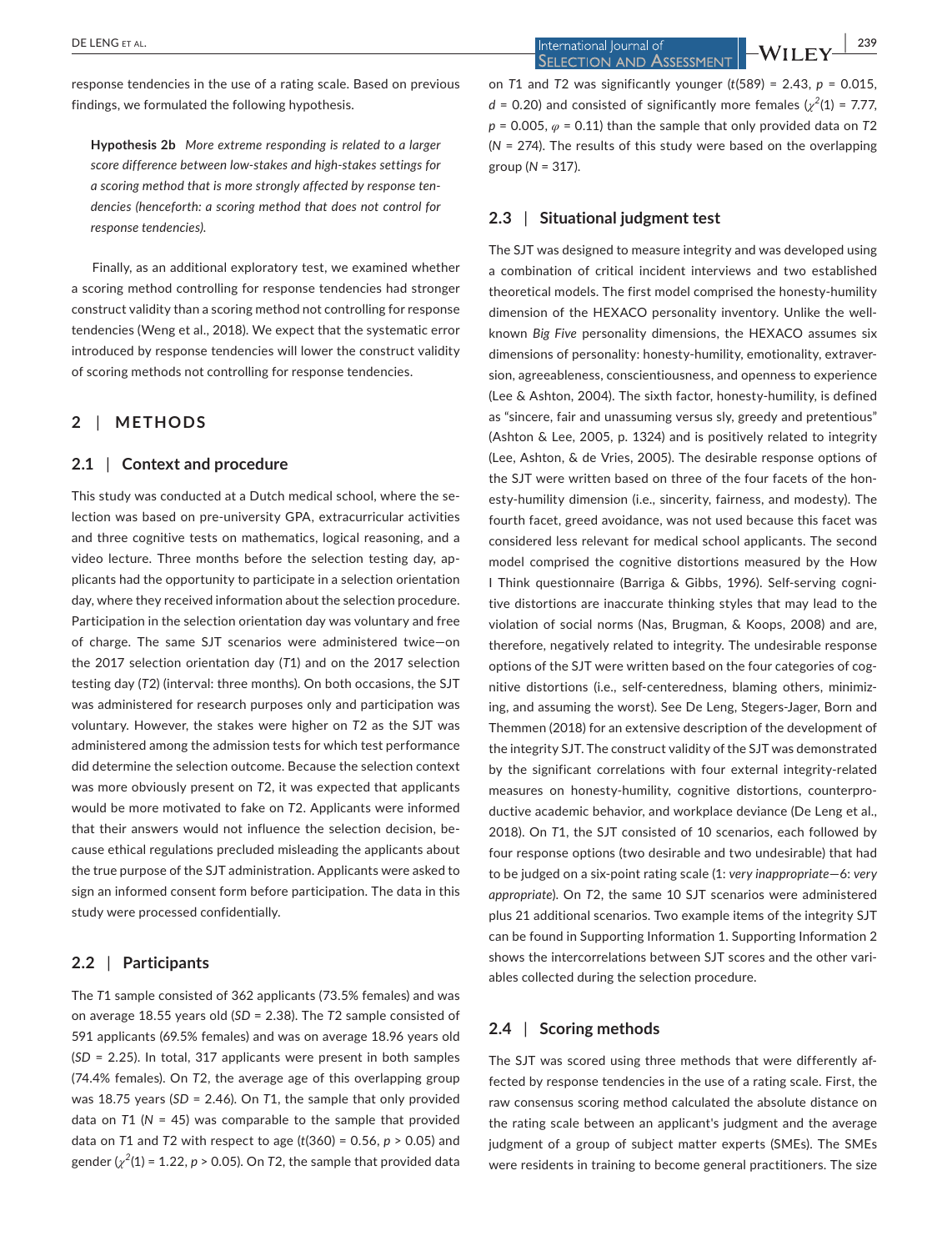response tendencies in the use of a rating scale. Based on previous findings, we formulated the following hypothesis.

> **Hypothesis 2b** *More extreme responding is related to a larger score difference between low-stakes and high-stakes settings for a scoring method that is more strongly affected by response tendencies (henceforth: a scoring method that does not control for response tendencies).*

Finally, as an additional exploratory test, we examined whether a scoring method controlling for response tendencies had stronger construct validity than a scoring method not controlling for response tendencies (Weng et al., 2018). We expect that the systematic error introduced by response tendencies will lower the construct validity of scoring methods not controlling for response tendencies.

## 2 | METHODS

### 2.1 | Context and procedure

This study was conducted at a Dutch medical school, where the selection was based on pre-university GPA, extracurricular activities and three cognitive tests on mathematics, logical reasoning, and a video lecture. Three months before the selection testing day, applicants had the opportunity to participate in a selection orientation day, where they received information about the selection procedure. Participation in the selection orientation day was voluntary and free of charge. The same SJT scenarios were administered twice—on the 2017 selection orientation day ($T1$) and on the 2017 selection testing day ($T2$) (interval: three months). On both occasions, the SJT was administered for research purposes only and participation was voluntary. However, the stakes were higher on $T2$ as the SJT was administered among the admission tests for which test performance did determine the selection outcome. Because the selection context was more obviously present on $T2$, it was expected that applicants would be more motivated to fake on $T2$. Applicants were informed that their answers would not influence the selection decision, because ethical regulations precluded misleading the applicants about the true purpose of the SJT administration. Applicants were asked to sign an informed consent form before participation. The data in this study were processed confidentially.

### 2.2 | Participants

The $T1$ sample consisted of 362 applicants (73.5% females) and was on average 18.55 years old ($SD$ = 2.38). The $T2$ sample consisted of 591 applicants (69.5% females) and was on average 18.96 years old ($SD$ = 2.25). In total, 317 applicants were present in both samples (74.4% females). On $T2$, the average age of this overlapping group was 18.75 years ($SD$ = 2.46). On $T1$, the sample that only provided data on $T1$ ($N$ = 45) was comparable to the sample that provided data on $T1$ and $T2$ with respect to age ($t(360) = 0.56$, $p > 0.05$) and gender ($\chi^2(1) = 1.22$, $p > 0.05$). On $T2$, the sample that provided data on $T1$ and $T2$ was significantly younger ($t(589) = 2.43$, $p = 0.015$, $d = 0.20$) and consisted of significantly more females ($\chi^2(1) = 7.77$, $p = 0.005$, $\varphi = 0.11$) than the sample that only provided data on $T2$ ($N$ = 274). The results of this study were based on the overlapping group ($N$ = 317).

### 2.3 | Situational judgment test

The SJT was designed to measure integrity and was developed using a combination of critical incident interviews and two established theoretical models. The first model comprised the honesty-humility dimension of the HEXACO personality inventory. Unlike the well-known *Big Five* personality dimensions, the HEXACO assumes six dimensions of personality: honesty-humility, emotionality, extraversion, agreeableness, conscientiousness, and openness to experience (Lee & Ashton, 2004). The sixth factor, honesty-humility, is defined as "sincere, fair and unassuming versus sly, greedy and pretentious" (Ashton & Lee, 2005, p. 1324) and is positively related to integrity (Lee, Ashton, & de Vries, 2005). The desirable response options of the SJT were written based on three of the four facets of the honesty-humility dimension (i.e., sincerity, fairness, and modesty). The fourth facet, greed avoidance, was not used because this facet was considered less relevant for medical school applicants. The second model comprised the cognitive distortions measured by the How I Think questionnaire (Barriga & Gibbs, 1996). Self-serving cognitive distortions are inaccurate thinking styles that may lead to the violation of social norms (Nas, Brugman, & Koops, 2008) and are, therefore, negatively related to integrity. The undesirable response options of the SJT were written based on the four categories of cognitive distortions (i.e., self-centeredness, blaming others, minimizing, and assuming the worst). See De Leng, Stegers-Jager, Born and Themmen (2018) for an extensive description of the development of the integrity SJT. The construct validity of the SJT was demonstrated by the significant correlations with four external integrity-related measures on honesty-humility, cognitive distortions, counterproductive academic behavior, and workplace deviance (De Leng et al., 2018). On $T1$, the SJT consisted of 10 scenarios, each followed by four response options (two desirable and two undesirable) that had to be judged on a six-point rating scale (1: *very inappropriate*—6: *very appropriate*). On $T2$, the same 10 SJT scenarios were administered plus 21 additional scenarios. Two example items of the integrity SJT can be found in Supporting Information 1. Supporting Information 2 shows the intercorrelations between SJT scores and the other variables collected during the selection procedure.

### 2.4 | Scoring methods

The SJT was scored using three methods that were differently affected by response tendencies in the use of a rating scale. First, the raw consensus scoring method calculated the absolute distance on the rating scale between an applicant's judgment and the average judgment of a group of subject matter experts (SMEs). The SMEs were residents in training to become general practitioners. The size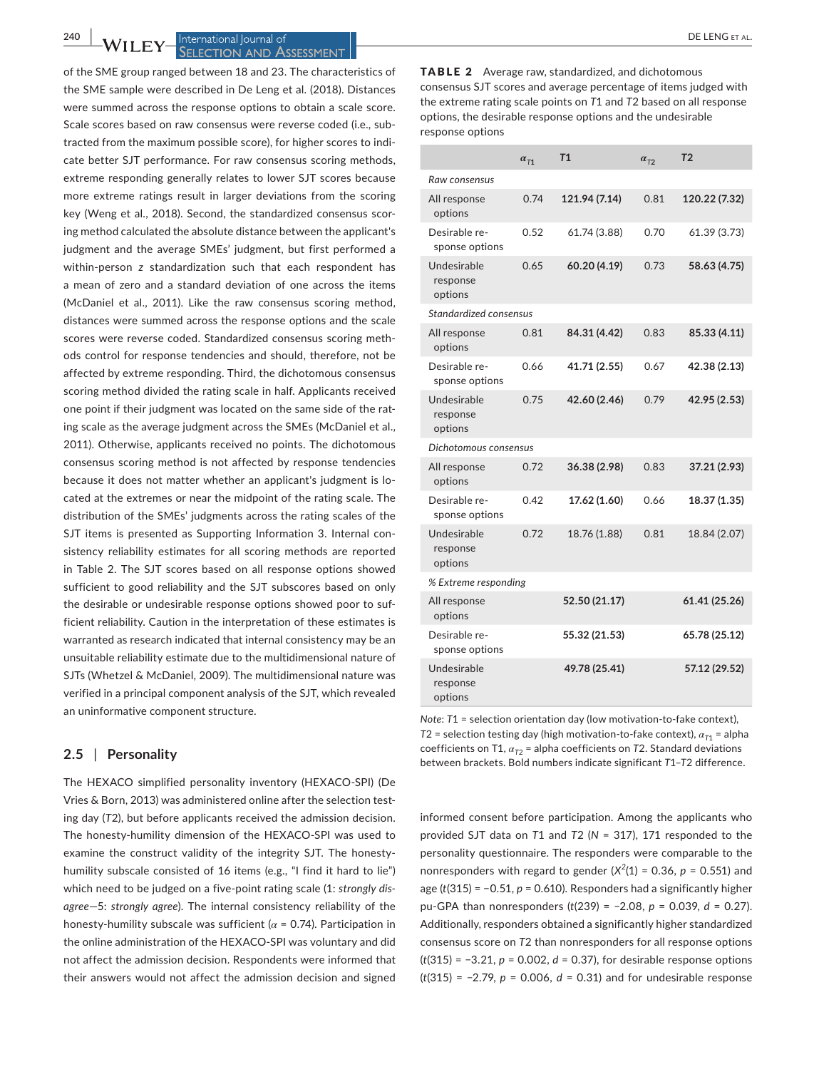of the SME group ranged between 18 and 23. The characteristics of the SME sample were described in De Leng et al. (2018). Distances were summed across the response options to obtain a scale score. Scale scores based on raw consensus were reverse coded (i.e., subtracted from the maximum possible score), for higher scores to indicate better SJT performance. For raw consensus scoring methods, extreme responding generally relates to lower SJT scores because more extreme ratings result in larger deviations from the scoring key (Weng et al., 2018). Second, the standardized consensus scoring method calculated the absolute distance between the applicant's judgment and the average SMEs' judgment, but first performed a within-person $z$ standardization such that each respondent has a mean of zero and a standard deviation of one across the items (McDaniel et al., 2011). Like the raw consensus scoring method, distances were summed across the response options and the scale scores were reverse coded. Standardized consensus scoring methods control for response tendencies and should, therefore, not be affected by extreme responding. Third, the dichotomous consensus scoring method divided the rating scale in half. Applicants received one point if their judgment was located on the same side of the rating scale as the average judgment across the SMEs (McDaniel et al., 2011). Otherwise, applicants received no points. The dichotomous consensus scoring method is not affected by response tendencies because it does not matter whether an applicant's judgment is located at the extremes or near the midpoint of the rating scale. The distribution of the SMEs' judgments across the rating scales of the SJT items is presented as Supporting Information 3. Internal consistency reliability estimates for all scoring methods are reported in Table 2. The SJT scores based on all response options showed sufficient to good reliability and the SJT subscores based on only the desirable or undesirable response options showed poor to sufficient reliability. Caution in the interpretation of these estimates is warranted as research indicated that internal consistency may be an unsuitable reliability estimate due to the multidimensional nature of SJTs (Whetzel & McDaniel, 2009). The multidimensional nature was verified in a principal component analysis of the SJT, which revealed an uninformative component structure.

## 2.5 | Personality

The HEXACO simplified personality inventory (HEXACO-SPI) (De Vries & Born, 2013) was administered online after the selection testing day (*T2*), but before applicants received the admission decision. The honesty-humility dimension of the HEXACO-SPI was used to examine the construct validity of the integrity SJT. The honesty-humility subscale consisted of 16 items (e.g., "I find it hard to lie") which need to be judged on a five-point rating scale (1: *strongly disagree*—5: *strongly agree*). The internal consistency reliability of the honesty-humility subscale was sufficient ($\alpha$ = 0.74). Participation in the online administration of the HEXACO-SPI was voluntary and did not affect the admission decision. Respondents were informed that their answers would not affect the admission decision and signed informed consent before participation. Among the applicants who provided SJT data on T1 and T2 ($N$ = 317), 171 responded to the personality questionnaire. The responders were comparable to the nonresponders with regard to gender ($X^2(1)$ = 0.36, $p$ = 0.551) and age ($t(315)$ = −0.51, $p$ = 0.610). Responders had a significantly higher pu-GPA than nonresponders ($t(239)$ = −2.08, $p$ = 0.039, $d$ = 0.27). Additionally, responders obtained a significantly higher standardized consensus score on T2 than nonresponders for all response options ($t(315)$ = −3.21, $p$ = 0.002, $d$ = 0.37), for desirable response options ($t(315)$ = −2.79, $p$ = 0.006, $d$ = 0.31) and for undesirable response

**TABLE 2** Average raw, standardized, and dichotomous consensus SJT scores and average percentage of items judged with the extreme rating scale points on *T1* and *T2* based on all response options, the desirable response options and the undesirable response options

| | $\alpha_{T1}$ | *T1* | $\alpha_{T2}$ | *T2* |
|---|---|---|---|---|
| *Raw consensus* | | | | |
| All response options | 0.74 | **121.94 (7.14)** | 0.81 | **120.22 (7.32)** |
| Desirable response options | 0.52 | 61.74 (3.88) | 0.70 | 61.39 (3.73) |
| Undesirable response options | 0.65 | **60.20 (4.19)** | 0.73 | **58.63 (4.75)** |
| *Standardized consensus* | | | | |
| All response options | 0.81 | **84.31 (4.42)** | 0.83 | **85.33 (4.11)** |
| Desirable response options | 0.66 | **41.71 (2.55)** | 0.67 | **42.38 (2.13)** |
| Undesirable response options | 0.75 | **42.60 (2.46)** | 0.79 | **42.95 (2.53)** |
| *Dichotomous consensus* | | | | |
| All response options | 0.72 | **36.38 (2.98)** | 0.83 | **37.21 (2.93)** |
| Desirable response options | 0.42 | **17.62 (1.60)** | 0.66 | **18.37 (1.35)** |
| Undesirable response options | 0.72 | 18.76 (1.88) | 0.81 | 18.84 (2.07) |
| *% Extreme responding* | | | | |
| All response options | | **52.50 (21.17)** | | **61.41 (25.26)** |
| Desirable response options | | **55.32 (21.53)** | | **65.78 (25.12)** |
| Undesirable response options | | **49.78 (25.41)** | | **57.12 (29.52)** |

*Note*: *T1* = selection orientation day (low motivation-to-fake context), *T2* = selection testing day (high motivation-to-fake context), $\alpha_{T1}$ = alpha coefficients on T1, $\alpha_{T2}$ = alpha coefficients on T2. Standard deviations between brackets. Bold numbers indicate significant *T1*–*T2* difference.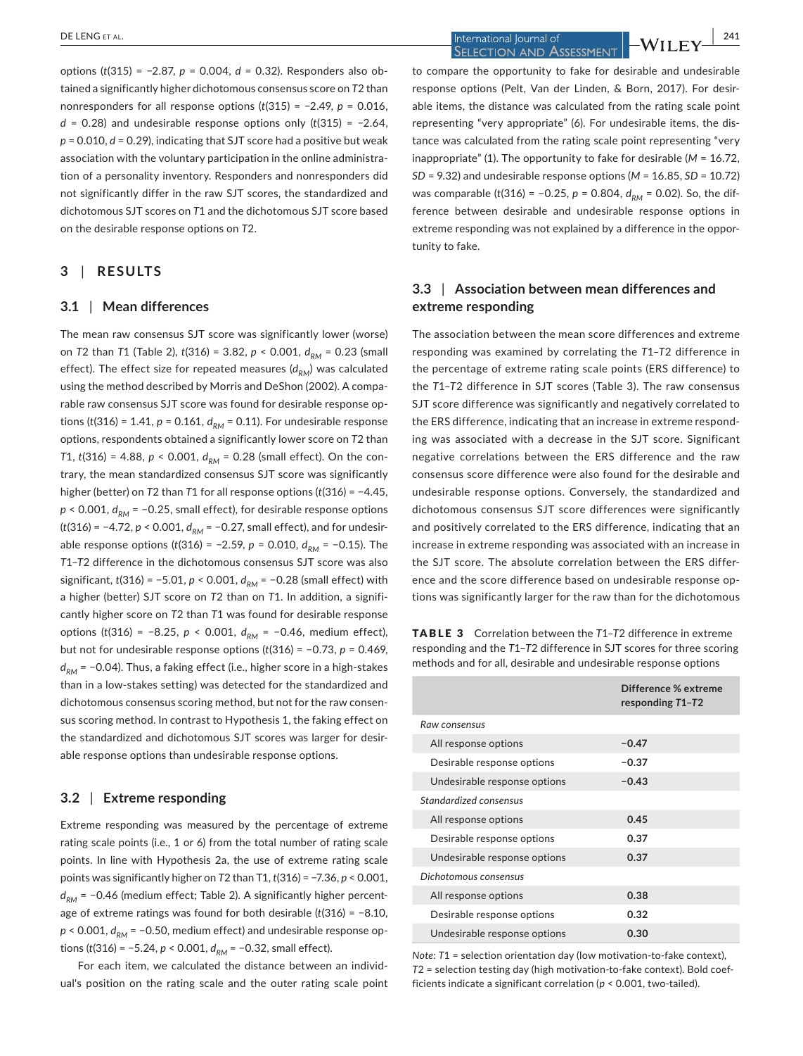options ($t(315) = -2.87$, $p = 0.004$, $d = 0.32$). Responders also obtained a significantly higher dichotomous consensus score on *T2* than nonresponders for all response options ($t(315) = -2.49$, $p = 0.016$, $d = 0.28$) and undesirable response options only ($t(315) = -2.64$, $p = 0.010$, $d = 0.29$), indicating that SJT score had a positive but weak association with the voluntary participation in the online administration of a personality inventory. Responders and nonresponders did not significantly differ in the raw SJT scores, the standardized and dichotomous SJT scores on *T1* and the dichotomous SJT score based on the desirable response options on *T2*.

## 3 | RESULTS

### 3.1 | Mean differences

The mean raw consensus SJT score was significantly lower (worse) on *T2* than *T1* (Table 2), $t(316) = 3.82$, $p < 0.001$, $d_{RM} = 0.23$ (small effect). The effect size for repeated measures ($d_{RM}$) was calculated using the method described by Morris and DeShon (2002). A comparable raw consensus SJT score was found for desirable response options ($t(316) = 1.41$, $p = 0.161$, $d_{RM} = 0.11$). For undesirable response options, respondents obtained a significantly lower score on *T2* than *T1*, $t(316) = 4.88$, $p < 0.001$, $d_{RM} = 0.28$ (small effect). On the contrary, the mean standardized consensus SJT score was significantly higher (better) on *T2* than *T1* for all response options ($t(316) = -4.45$, $p < 0.001$, $d_{RM} = -0.25$, small effect), for desirable response options ($t(316) = -4.72$, $p < 0.001$, $d_{RM} = -0.27$, small effect), and for undesirable response options ($t(316) = -2.59$, $p = 0.010$, $d_{RM} = -0.15$). The *T1*–*T2* difference in the dichotomous consensus SJT score was also significant, $t(316) = -5.01$, $p < 0.001$, $d_{RM} = -0.28$ (small effect) with a higher (better) SJT score on *T2* than on *T1*. In addition, a significantly higher score on *T2* than *T1* was found for desirable response options ($t(316) = -8.25$, $p < 0.001$, $d_{RM} = -0.46$, medium effect), but not for undesirable response options ($t(316) = -0.73$, $p = 0.469$, $d_{RM} = -0.04$). Thus, a faking effect (i.e., higher score in a high-stakes than in a low-stakes setting) was detected for the standardized and dichotomous consensus scoring method, but not for the raw consensus scoring method. In contrast to Hypothesis 1, the faking effect on the standardized and dichotomous SJT scores was larger for desirable response options than undesirable response options.

### 3.2 | Extreme responding

Extreme responding was measured by the percentage of extreme rating scale points (i.e., 1 or 6) from the total number of rating scale points. In line with Hypothesis 2a, the use of extreme rating scale points was significantly higher on *T2* than T1, $t(316) = -7.36$, $p < 0.001$, $d_{RM} = -0.46$ (medium effect; Table 2). A significantly higher percentage of extreme ratings was found for both desirable ($t(316) = -8.10$, $p < 0.001$, $d_{RM} = -0.50$, medium effect) and undesirable response options ($t(316) = -5.24$, $p < 0.001$, $d_{RM} = -0.32$, small effect).

For each item, we calculated the distance between an individual's position on the rating scale and the outer rating scale point to compare the opportunity to fake for desirable and undesirable response options (Pelt, Van der Linden, & Born, 2017). For desirable items, the distance was calculated from the rating scale point representing "very appropriate" (6). For undesirable items, the distance was calculated from the rating scale point representing "very inappropriate" (1). The opportunity to fake for desirable ($M = 16.72$, $SD = 9.32$) and undesirable response options ($M = 16.85$, $SD = 10.72$) was comparable ($t(316) = -0.25$, $p = 0.804$, $d_{RM} = 0.02$). So, the difference between desirable and undesirable response options in extreme responding was not explained by a difference in the opportunity to fake.

### 3.3 | Association between mean differences and extreme responding

The association between the mean score differences and extreme responding was examined by correlating the *T1*–*T2* difference in the percentage of extreme rating scale points (ERS difference) to the *T1*–*T2* difference in SJT scores (Table 3). The raw consensus SJT score difference was significantly and negatively correlated to the ERS difference, indicating that an increase in extreme responding was associated with a decrease in the SJT score. Significant negative correlations between the ERS difference and the raw consensus score difference were also found for the desirable and undesirable response options. Conversely, the standardized and dichotomous consensus SJT score differences were significantly and positively correlated to the ERS difference, indicating that an increase in extreme responding was associated with an increase in the SJT score. The absolute correlation between the ERS difference and the score difference based on undesirable response options was significantly larger for the raw than for the dichotomous

**TABLE 3** Correlation between the *T1*–*T2* difference in extreme responding and the *T1*–*T2* difference in SJT scores for three scoring methods and for all, desirable and undesirable response options

| | Difference % extreme responding *T1*–*T2* |
|---|---|
| *Raw consensus* | |
| All response options | **−0.47** |
| Desirable response options | **−0.37** |
| Undesirable response options | **−0.43** |
| *Standardized consensus* | |
| All response options | **0.45** |
| Desirable response options | **0.37** |
| Undesirable response options | **0.37** |
| *Dichotomous consensus* | |
| All response options | **0.38** |
| Desirable response options | **0.32** |
| Undesirable response options | **0.30** |

*Note*: *T1* = selection orientation day (low motivation-to-fake context), *T2* = selection testing day (high motivation-to-fake context). Bold coefficients indicate a significant correlation ($p < 0.001$, two-tailed).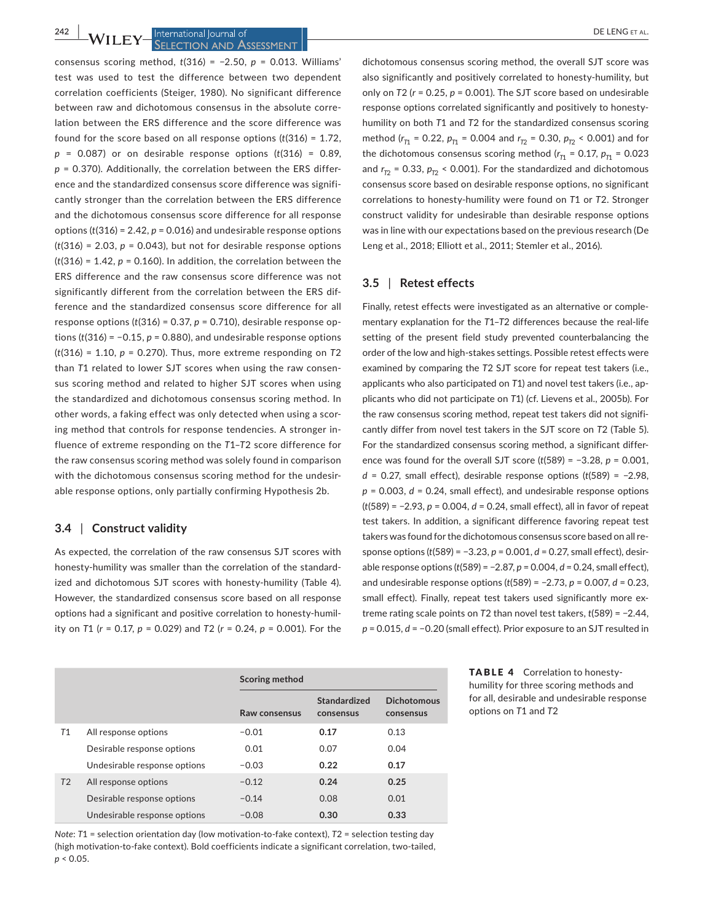consensus scoring method, $t(316) = -2.50$, $p = 0.013$. Williams' test was used to test the difference between two dependent correlation coefficients (Steiger, 1980). No significant difference between raw and dichotomous consensus in the absolute correlation between the ERS difference and the score difference was found for the score based on all response options ($t(316) = 1.72$, $p = 0.087$) or on desirable response options ($t(316) = 0.89$, $p = 0.370$). Additionally, the correlation between the ERS difference and the standardized consensus score difference was significantly stronger than the correlation between the ERS difference and the dichotomous consensus score difference for all response options ($t(316) = 2.42$, $p = 0.016$) and undesirable response options ($t(316) = 2.03$, $p = 0.043$), but not for desirable response options ($t(316) = 1.42$, $p = 0.160$). In addition, the correlation between the ERS difference and the raw consensus score difference was not significantly different from the correlation between the ERS difference and the standardized consensus score difference for all response options ($t(316) = 0.37$, $p = 0.710$), desirable response options ($t(316) = -0.15$, $p = 0.880$), and undesirable response options ($t(316) = 1.10$, $p = 0.270$). Thus, more extreme responding on *T2* than *T1* related to lower SJT scores when using the raw consensus scoring method and related to higher SJT scores when using the standardized and dichotomous consensus scoring method. In other words, a faking effect was only detected when using a scoring method that controls for response tendencies. A stronger influence of extreme responding on the *T1*–*T2* score difference for the raw consensus scoring method was solely found in comparison with the dichotomous consensus scoring method for the undesirable response options, only partially confirming Hypothesis 2b.

### 3.4 | Construct validity

As expected, the correlation of the raw consensus SJT scores with honesty-humility was smaller than the correlation of the standardized and dichotomous SJT scores with honesty-humility (Table 4). However, the standardized consensus score based on all response options had a significant and positive correlation to honesty-humility on *T1* ($r = 0.17$, $p = 0.029$) and *T2* ($r = 0.24$, $p = 0.001$). For the dichotomous consensus scoring method, the overall SJT score was also significantly and positively correlated to honesty-humility, but only on *T2* ($r = 0.25$, $p = 0.001$). The SJT score based on undesirable response options correlated significantly and positively to honesty-humility on both *T1* and *T2* for the standardized consensus scoring method ($r_{T1} = 0.22$, $p_{T1} = 0.004$ and $r_{T2} = 0.30$, $p_{T2} < 0.001$) and for the dichotomous consensus scoring method ($r_{T1} = 0.17$, $p_{T1} = 0.023$ and $r_{T2} = 0.33$, $p_{T2} < 0.001$). For the standardized and dichotomous consensus score based on desirable response options, no significant correlations to honesty-humility were found on *T1* or *T2*. Stronger construct validity for undesirable than desirable response options was in line with our expectations based on the previous research (De Leng et al., 2018; Elliott et al., 2011; Stemler et al., 2016).

### 3.5 | Retest effects

Finally, retest effects were investigated as an alternative or complementary explanation for the *T1*–*T2* differences because the real-life setting of the present field study prevented counterbalancing the order of the low and high-stakes settings. Possible retest effects were examined by comparing the *T2* SJT score for repeat test takers (i.e., applicants who also participated on *T1*) and novel test takers (i.e., applicants who did not participate on *T1*) (cf. Lievens et al., 2005b). For the raw consensus scoring method, repeat test takers did not significantly differ from novel test takers in the SJT score on *T2* (Table 5). For the standardized consensus scoring method, a significant difference was found for the overall SJT score ($t(589) = -3.28$, $p = 0.001$, $d = 0.27$, small effect), desirable response options ($t(589) = -2.98$, $p = 0.003$, $d = 0.24$, small effect), and undesirable response options ($t(589) = -2.93$, $p = 0.004$, $d = 0.24$, small effect), all in favor of repeat test takers. In addition, a significant difference favoring repeat test takers was found for the dichotomous consensus score based on all response options ($t(589) = -3.23$, $p = 0.001$, $d = 0.27$, small effect), desirable response options ($t(589) = -2.87$, $p = 0.004$, $d = 0.24$, small effect), and undesirable response options ($t(589) = -2.73$, $p = 0.007$, $d = 0.23$, small effect). Finally, repeat test takers used significantly more extreme rating scale points on *T2* than novel test takers, $t(589) = -2.44$, $p = 0.015$, $d = -0.20$ (small effect). Prior exposure to an SJT resulted in

**TABLE 4** Correlation to honesty-humility for three scoring methods and for all, desirable and undesirable response options on *T1* and *T2*

| | | Scoring method | | |
|---|---|---|---|---|
| | | Raw consensus | Standardized consensus | Dichotomous consensus |
| *T1* | All response options | −0.01 | **0.17** | 0.13 |
| | Desirable response options | 0.01 | 0.07 | 0.04 |
| | Undesirable response options | −0.03 | **0.22** | **0.17** |
| *T2* | All response options | −0.12 | **0.24** | **0.25** |
| | Desirable response options | −0.14 | 0.08 | 0.01 |
| | Undesirable response options | −0.08 | **0.30** | **0.33** |

*Note*: *T1* = selection orientation day (low motivation-to-fake context), *T2* = selection testing day (high motivation-to-fake context). Bold coefficients indicate a significant correlation, two-tailed, $p < 0.05$.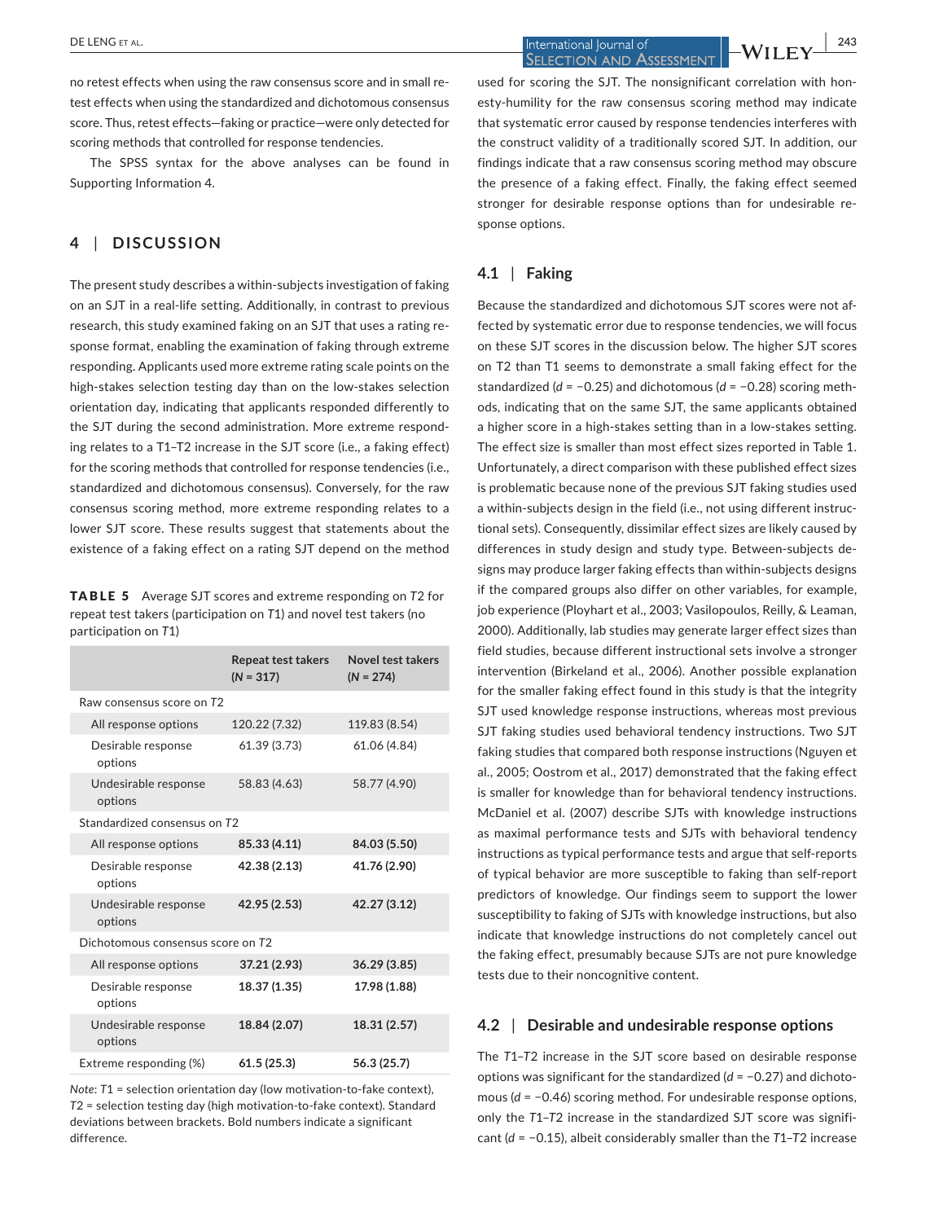no retest effects when using the raw consensus score and in small retest effects when using the standardized and dichotomous consensus score. Thus, retest effects—faking or practice—were only detected for scoring methods that controlled for response tendencies.

The SPSS syntax for the above analyses can be found in Supporting Information 4.

## 4 | DISCUSSION

The present study describes a within-subjects investigation of faking on an SJT in a real-life setting. Additionally, in contrast to previous research, this study examined faking on an SJT that uses a rating response format, enabling the examination of faking through extreme responding. Applicants used more extreme rating scale points on the high-stakes selection testing day than on the low-stakes selection orientation day, indicating that applicants responded differently to the SJT during the second administration. More extreme responding relates to a *T*1–*T*2 increase in the SJT score (i.e., a faking effect) for the scoring methods that controlled for response tendencies (i.e., standardized and dichotomous consensus). Conversely, for the raw consensus scoring method, more extreme responding relates to a lower SJT score. These results suggest that statements about the existence of a faking effect on a rating SJT depend on the method used for scoring the SJT. The nonsignificant correlation with honesty-humility for the raw consensus scoring method may indicate that systematic error caused by response tendencies interferes with the construct validity of a traditionally scored SJT. In addition, our findings indicate that a raw consensus scoring method may obscure the presence of a faking effect. Finally, the faking effect seemed stronger for desirable response options than for undesirable response options.

**TABLE 5** Average SJT scores and extreme responding on *T*2 for repeat test takers (participation on *T*1) and novel test takers (no participation on *T*1)

| | Repeat test takers (*N* = 317) | Novel test takers (*N* = 274) |
|---|---|---|
| Raw consensus score on *T*2 | | |
| All response options | 120.22 (7.32) | 119.83 (8.54) |
| Desirable response options | 61.39 (3.73) | 61.06 (4.84) |
| Undesirable response options | 58.83 (4.63) | 58.77 (4.90) |
| Standardized consensus on *T*2 | | |
| All response options | **85.33 (4.11)** | **84.03 (5.50)** |
| Desirable response options | **42.38 (2.13)** | **41.76 (2.90)** |
| Undesirable response options | **42.95 (2.53)** | **42.27 (3.12)** |
| Dichotomous consensus score on *T*2 | | |
| All response options | **37.21 (2.93)** | **36.29 (3.85)** |
| Desirable response options | **18.37 (1.35)** | **17.98 (1.88)** |
| Undesirable response options | **18.84 (2.07)** | **18.31 (2.57)** |
| Extreme responding (%) | **61.5 (25.3)** | **56.3 (25.7)** |

*Note*: *T*1 = selection orientation day (low motivation-to-fake context), *T*2 = selection testing day (high motivation-to-fake context). Standard deviations between brackets. Bold numbers indicate a significant difference.

### 4.1 | Faking

Because the standardized and dichotomous SJT scores were not affected by systematic error due to response tendencies, we will focus on these SJT scores in the discussion below. The higher SJT scores on T2 than T1 seems to demonstrate a small faking effect for the standardized ($d = -0.25$) and dichotomous ($d = -0.28$) scoring methods, indicating that on the same SJT, the same applicants obtained a higher score in a high-stakes setting than in a low-stakes setting. The effect size is smaller than most effect sizes reported in Table 1. Unfortunately, a direct comparison with these published effect sizes is problematic because none of the previous SJT faking studies used a within-subjects design in the field (i.e., not using different instructional sets). Consequently, dissimilar effect sizes are likely caused by differences in study design and study type. Between-subjects designs may produce larger faking effects than within-subjects designs if the compared groups also differ on other variables, for example, job experience (Ployhart et al., 2003; Vasilopoulos, Reilly, & Leaman, 2000). Additionally, lab studies may generate larger effect sizes than field studies, because different instructional sets involve a stronger intervention (Birkeland et al., 2006). Another possible explanation for the smaller faking effect found in this study is that the integrity SJT used knowledge response instructions, whereas most previous SJT faking studies used behavioral tendency instructions. Two SJT faking studies that compared both response instructions (Nguyen et al., 2005; Oostrom et al., 2017) demonstrated that the faking effect is smaller for knowledge than for behavioral tendency instructions. McDaniel et al. (2007) describe SJTs with knowledge instructions as maximal performance tests and SJTs with behavioral tendency instructions as typical performance tests and argue that self-reports of typical behavior are more susceptible to faking than self-report predictors of knowledge. Our findings seem to support the lower susceptibility to faking of SJTs with knowledge instructions, but also indicate that knowledge instructions do not completely cancel out the faking effect, presumably because SJTs are not pure knowledge tests due to their noncognitive content.

### 4.2 | Desirable and undesirable response options

The *T*1–*T*2 increase in the SJT score based on desirable response options was significant for the standardized ($d = -0.27$) and dichotomous ($d = -0.46$) scoring method. For undesirable response options, only the *T*1–*T*2 increase in the standardized SJT score was significant ($d = -0.15$), albeit considerably smaller than the *T*1–*T*2 increase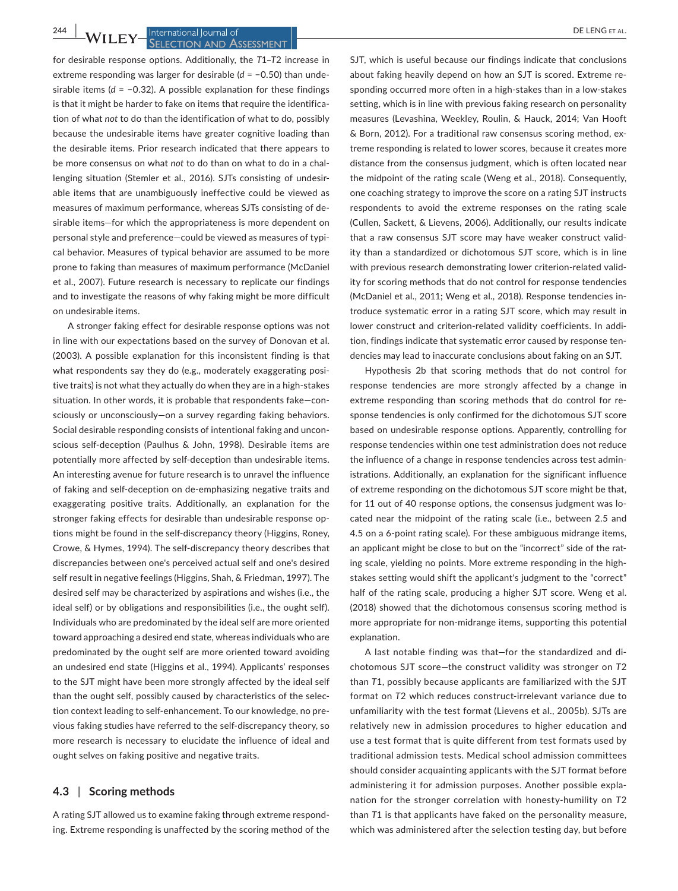for desirable response options. Additionally, the $T1$–$T2$ increase in extreme responding was larger for desirable ($d = -0.50$) than undesirable items ($d = -0.32$). A possible explanation for these findings is that it might be harder to fake on items that require the identification of what *not* to do than the identification of what to do, possibly because the undesirable items have greater cognitive loading than the desirable items. Prior research indicated that there appears to be more consensus on what *not* to do than on what to do in a challenging situation (Stemler et al., 2016). SJTs consisting of undesirable items that are unambiguously ineffective could be viewed as measures of maximum performance, whereas SJTs consisting of desirable items—for which the appropriateness is more dependent on personal style and preference—could be viewed as measures of typical behavior. Measures of typical behavior are assumed to be more prone to faking than measures of maximum performance (McDaniel et al., 2007). Future research is necessary to replicate our findings and to investigate the reasons of why faking might be more difficult on undesirable items.

A stronger faking effect for desirable response options was not in line with our expectations based on the survey of Donovan et al. (2003). A possible explanation for this inconsistent finding is that what respondents say they do (e.g., moderately exaggerating positive traits) is not what they actually do when they are in a high-stakes situation. In other words, it is probable that respondents fake—consciously or unconsciously—on a survey regarding faking behaviors. Social desirable responding consists of intentional faking and unconscious self-deception (Paulhus & John, 1998). Desirable items are potentially more affected by self-deception than undesirable items. An interesting avenue for future research is to unravel the influence of faking and self-deception on de-emphasizing negative traits and exaggerating positive traits. Additionally, an explanation for the stronger faking effects for desirable than undesirable response options might be found in the self-discrepancy theory (Higgins, Roney, Crowe, & Hymes, 1994). The self-discrepancy theory describes that discrepancies between one's perceived actual self and one's desired self result in negative feelings (Higgins, Shah, & Friedman, 1997). The desired self may be characterized by aspirations and wishes (i.e., the ideal self) or by obligations and responsibilities (i.e., the ought self). Individuals who are predominated by the ideal self are more oriented toward approaching a desired end state, whereas individuals who are predominated by the ought self are more oriented toward avoiding an undesired end state (Higgins et al., 1994). Applicants' responses to the SJT might have been more strongly affected by the ideal self than the ought self, possibly caused by characteristics of the selection context leading to self-enhancement. To our knowledge, no previous faking studies have referred to the self-discrepancy theory, so more research is necessary to elucidate the influence of ideal and ought selves on faking positive and negative traits.

### 4.3 | Scoring methods

A rating SJT allowed us to examine faking through extreme responding. Extreme responding is unaffected by the scoring method of the SJT, which is useful because our findings indicate that conclusions about faking heavily depend on how an SJT is scored. Extreme responding occurred more often in a high-stakes than in a low-stakes setting, which is in line with previous faking research on personality measures (Levashina, Weekley, Roulin, & Hauck, 2014; Van Hooft & Born, 2012). For a traditional raw consensus scoring method, extreme responding is related to lower scores, because it creates more distance from the consensus judgment, which is often located near the midpoint of the rating scale (Weng et al., 2018). Consequently, one coaching strategy to improve the score on a rating SJT instructs respondents to avoid the extreme responses on the rating scale (Cullen, Sackett, & Lievens, 2006). Additionally, our results indicate that a raw consensus SJT score may have weaker construct validity than a standardized or dichotomous SJT score, which is in line with previous research demonstrating lower criterion-related validity for scoring methods that do not control for response tendencies (McDaniel et al., 2011; Weng et al., 2018). Response tendencies introduce systematic error in a rating SJT score, which may result in lower construct and criterion-related validity coefficients. In addition, findings indicate that systematic error caused by response tendencies may lead to inaccurate conclusions about faking on an SJT.

Hypothesis 2b that scoring methods that do not control for response tendencies are more strongly affected by a change in extreme responding than scoring methods that do control for response tendencies is only confirmed for the dichotomous SJT score based on undesirable response options. Apparently, controlling for response tendencies within one test administration does not reduce the influence of a change in response tendencies across test administrations. Additionally, an explanation for the significant influence of extreme responding on the dichotomous SJT score might be that, for 11 out of 40 response options, the consensus judgment was located near the midpoint of the rating scale (i.e., between 2.5 and 4.5 on a 6-point rating scale). For these ambiguous midrange items, an applicant might be close to but on the "incorrect" side of the rating scale, yielding no points. More extreme responding in the high-stakes setting would shift the applicant's judgment to the "correct" half of the rating scale, producing a higher SJT score. Weng et al. (2018) showed that the dichotomous consensus scoring method is more appropriate for non-midrange items, supporting this potential explanation.

A last notable finding was that—for the standardized and dichotomous SJT score—the construct validity was stronger on $T2$ than $T1$, possibly because applicants are familiarized with the SJT format on $T2$ which reduces construct-irrelevant variance due to unfamiliarity with the test format (Lievens et al., 2005b). SJTs are relatively new in admission procedures to higher education and use a test format that is quite different from test formats used by traditional admission tests. Medical school admission committees should consider acquainting applicants with the SJT format before administering it for admission purposes. Another possible explanation for the stronger correlation with honesty-humility on $T2$ than $T1$ is that applicants have faked on the personality measure, which was administered after the selection testing day, but before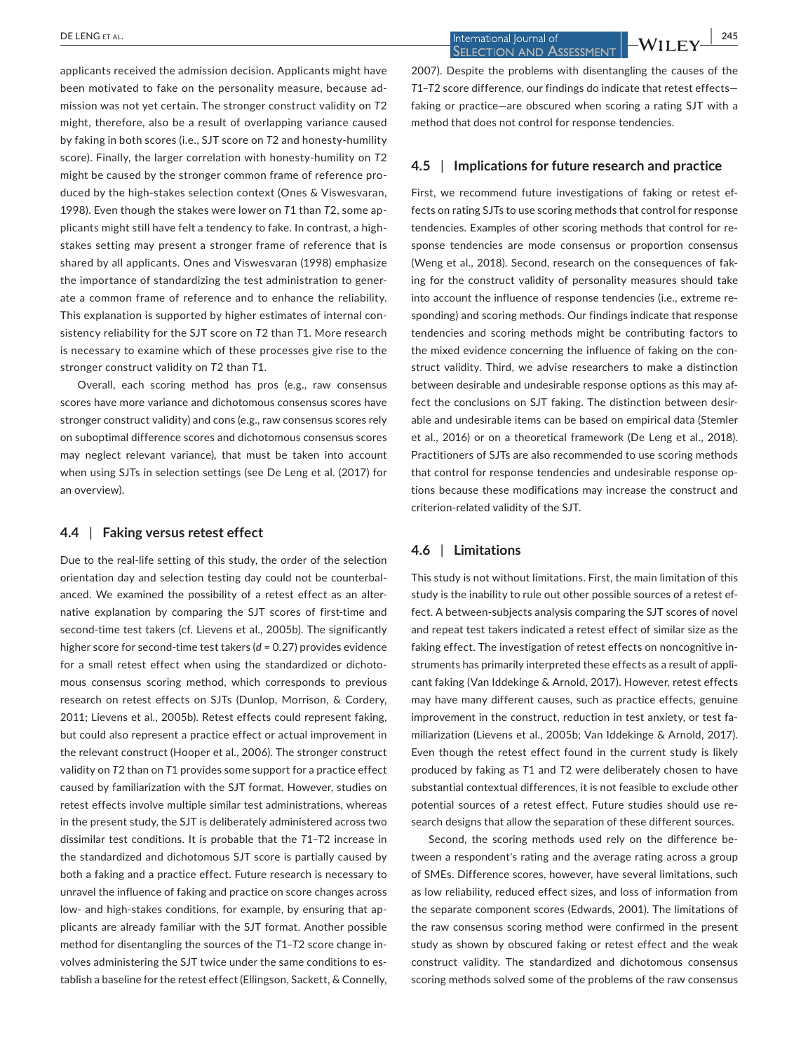applicants received the admission decision. Applicants might have been motivated to fake on the personality measure, because admission was not yet certain. The stronger construct validity on *T*2 might, therefore, also be a result of overlapping variance caused by faking in both scores (i.e., SJT score on *T*2 and honesty-humility score). Finally, the larger correlation with honesty-humility on *T*2 might be caused by the stronger common frame of reference produced by the high-stakes selection context (Ones & Viswesvaran, 1998). Even though the stakes were lower on *T*1 than *T*2, some applicants might still have felt a tendency to fake. In contrast, a high-stakes setting may present a stronger frame of reference that is shared by all applicants. Ones and Viswesvaran (1998) emphasize the importance of standardizing the test administration to generate a common frame of reference and to enhance the reliability. This explanation is supported by higher estimates of internal consistency reliability for the SJT score on *T*2 than *T*1. More research is necessary to examine which of these processes give rise to the stronger construct validity on *T*2 than *T*1.

Overall, each scoring method has pros (e.g., raw consensus scores have more variance and dichotomous consensus scores have stronger construct validity) and cons (e.g., raw consensus scores rely on suboptimal difference scores and dichotomous consensus scores may neglect relevant variance), that must be taken into account when using SJTs in selection settings (see De Leng et al. (2017) for an overview).

### 4.4 | Faking versus retest effect

Due to the real-life setting of this study, the order of the selection orientation day and selection testing day could not be counterbalanced. We examined the possibility of a retest effect as an alternative explanation by comparing the SJT scores of first-time and second-time test takers (cf. Lievens et al., 2005b). The significantly higher score for second-time test takers ($d = 0.27$) provides evidence for a small retest effect when using the standardized or dichotomous consensus scoring method, which corresponds to previous research on retest effects on SJTs (Dunlop, Morrison, & Cordery, 2011; Lievens et al., 2005b). Retest effects could represent faking, but could also represent a practice effect or actual improvement in the relevant construct (Hooper et al., 2006). The stronger construct validity on *T*2 than on *T*1 provides some support for a practice effect caused by familiarization with the SJT format. However, studies on retest effects involve multiple similar test administrations, whereas in the present study, the SJT is deliberately administered across two dissimilar test conditions. It is probable that the *T*1–*T*2 increase in the standardized and dichotomous SJT score is partially caused by both a faking and a practice effect. Future research is necessary to unravel the influence of faking and practice on score changes across low- and high-stakes conditions, for example, by ensuring that applicants are already familiar with the SJT format. Another possible method for disentangling the sources of the *T*1–*T*2 score change involves administering the SJT twice under the same conditions to establish a baseline for the retest effect (Ellingson, Sackett, & Connelly, 2007). Despite the problems with disentangling the causes of the *T*1–*T*2 score difference, our findings do indicate that retest effects—faking or practice—are obscured when scoring a rating SJT with a method that does not control for response tendencies.

### 4.5 | Implications for future research and practice

First, we recommend future investigations of faking or retest effects on rating SJTs to use scoring methods that control for response tendencies. Examples of other scoring methods that control for response tendencies are mode consensus or proportion consensus (Weng et al., 2018). Second, research on the consequences of faking for the construct validity of personality measures should take into account the influence of response tendencies (i.e., extreme responding) and scoring methods. Our findings indicate that response tendencies and scoring methods might be contributing factors to the mixed evidence concerning the influence of faking on the construct validity. Third, we advise researchers to make a distinction between desirable and undesirable response options as this may affect the conclusions on SJT faking. The distinction between desirable and undesirable items can be based on empirical data (Stemler et al., 2016) or on a theoretical framework (De Leng et al., 2018). Practitioners of SJTs are also recommended to use scoring methods that control for response tendencies and undesirable response options because these modifications may increase the construct and criterion-related validity of the SJT.

### 4.6 | Limitations

This study is not without limitations. First, the main limitation of this study is the inability to rule out other possible sources of a retest effect. A between-subjects analysis comparing the SJT scores of novel and repeat test takers indicated a retest effect of similar size as the faking effect. The investigation of retest effects on noncognitive instruments has primarily interpreted these effects as a result of applicant faking (Van Iddekinge & Arnold, 2017). However, retest effects may have many different causes, such as practice effects, genuine improvement in the construct, reduction in test anxiety, or test familiarization (Lievens et al., 2005b; Van Iddekinge & Arnold, 2017). Even though the retest effect found in the current study is likely produced by faking as *T*1 and *T*2 were deliberately chosen to have substantial contextual differences, it is not feasible to exclude other potential sources of a retest effect. Future studies should use research designs that allow the separation of these different sources.

Second, the scoring methods used rely on the difference between a respondent's rating and the average rating across a group of SMEs. Difference scores, however, have several limitations, such as low reliability, reduced effect sizes, and loss of information from the separate component scores (Edwards, 2001). The limitations of the raw consensus scoring method were confirmed in the present study as shown by obscured faking or retest effect and the weak construct validity. The standardized and dichotomous consensus scoring methods solved some of the problems of the raw consensus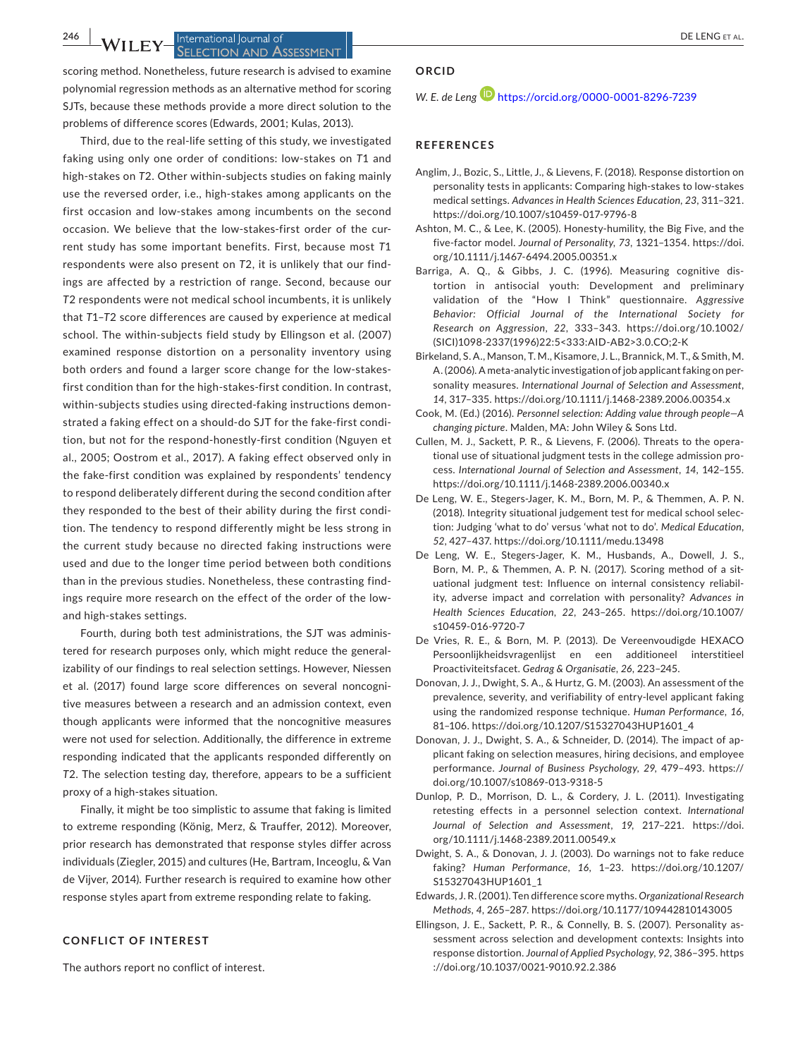scoring method. Nonetheless, future research is advised to examine polynomial regression methods as an alternative method for scoring SJTs, because these methods provide a more direct solution to the problems of difference scores (Edwards, 2001; Kulas, 2013).

Third, due to the real-life setting of this study, we investigated faking using only one order of conditions: low-stakes on *T*1 and high-stakes on *T*2. Other within-subjects studies on faking mainly use the reversed order, i.e., high-stakes among applicants on the first occasion and low-stakes among incumbents on the second occasion. We believe that the low-stakes-first order of the current study has some important benefits. First, because most *T*1 respondents were also present on *T*2, it is unlikely that our findings are affected by a restriction of range. Second, because our *T*2 respondents were not medical school incumbents, it is unlikely that *T*1–*T*2 score differences are caused by experience at medical school. The within-subjects field study by Ellingson et al. (2007) examined response distortion on a personality inventory using both orders and found a larger score change for the low-stakes-first condition than for the high-stakes-first condition. In contrast, within-subjects studies using directed-faking instructions demonstrated a faking effect on a should-do SJT for the fake-first condition, but not for the respond-honestly-first condition (Nguyen et al., 2005; Oostrom et al., 2017). A faking effect observed only in the fake-first condition was explained by respondents' tendency to respond deliberately different during the second condition after they responded to the best of their ability during the first condition. The tendency to respond differently might be less strong in the current study because no directed faking instructions were used and due to the longer time period between both conditions than in the previous studies. Nonetheless, these contrasting findings require more research on the effect of the order of the low- and high-stakes settings.

Fourth, during both test administrations, the SJT was administered for research purposes only, which might reduce the generalizability of our findings to real selection settings. However, Niessen et al. (2017) found large score differences on several noncognitive measures between a research and an admission context, even though applicants were informed that the noncognitive measures were not used for selection. Additionally, the difference in extreme responding indicated that the applicants responded differently on *T*2. The selection testing day, therefore, appears to be a sufficient proxy of a high-stakes situation.

Finally, it might be too simplistic to assume that faking is limited to extreme responding (König, Merz, & Trauffer, 2012). Moreover, prior research has demonstrated that response styles differ across individuals (Ziegler, 2015) and cultures (He, Bartram, Inceoglu, & Van de Vijver, 2014). Further research is required to examine how other response styles apart from extreme responding relate to faking.

## CONFLICT OF INTEREST

The authors report no conflict of interest.

## ORCID

*W. E. de Leng* https://orcid.org/0000-0001-8296-7239

## REFERENCES

Anglim, J., Bozic, S., Little, J., & Lievens, F. (2018). Response distortion on personality tests in applicants: Comparing high-stakes to low-stakes medical settings. *Advances in Health Sciences Education*, *23*, 311–321. https://doi.org/10.1007/s10459-017-9796-8

Ashton, M. C., & Lee, K. (2005). Honesty-humility, the Big Five, and the five-factor model. *Journal of Personality*, *73*, 1321–1354. https://doi.org/10.1111/j.1467-6494.2005.00351.x

Barriga, A. Q., & Gibbs, J. C. (1996). Measuring cognitive distortion in antisocial youth: Development and preliminary validation of the "How I Think" questionnaire. *Aggressive Behavior: Official Journal of the International Society for Research on Aggression*, *22*, 333–343. https://doi.org/10.1002/(SICI)1098-2337(1996)22:5<333:AID-AB2>3.0.CO;2-K

Birkeland, S. A., Manson, T. M., Kisamore, J. L., Brannick, M. T., & Smith, M. A. (2006). A meta-analytic investigation of job applicant faking on personality measures. *International Journal of Selection and Assessment*, *14*, 317–335. https://doi.org/10.1111/j.1468-2389.2006.00354.x

Cook, M. (Ed.) (2016). *Personnel selection: Adding value through people—A changing picture*. Malden, MA: John Wiley & Sons Ltd.

Cullen, M. J., Sackett, P. R., & Lievens, F. (2006). Threats to the operational use of situational judgment tests in the college admission process. *International Journal of Selection and Assessment*, *14*, 142–155. https://doi.org/10.1111/j.1468-2389.2006.00340.x

De Leng, W. E., Stegers-Jager, K. M., Born, M. P., & Themmen, A. P. N. (2018). Integrity situational judgement test for medical school selection: Judging 'what to do' versus 'what not to do'. *Medical Education*, *52*, 427–437. https://doi.org/10.1111/medu.13498

De Leng, W. E., Stegers-Jager, K. M., Husbands, A., Dowell, J. S., Born, M. P., & Themmen, A. P. N. (2017). Scoring method of a situational judgment test: Influence on internal consistency reliability, adverse impact and correlation with personality? *Advances in Health Sciences Education*, *22*, 243–265. https://doi.org/10.1007/s10459-016-9720-7

De Vries, R. E., & Born, M. P. (2013). De Vereenvoudigde HEXACO Persoonlijkheidsvragenlijst en een additioneel interstitieel Proactiviteitsfacet. *Gedrag & Organisatie*, *26*, 223–245.

Donovan, J. J., Dwight, S. A., & Hurtz, G. M. (2003). An assessment of the prevalence, severity, and verifiability of entry-level applicant faking using the randomized response technique. *Human Performance*, *16*, 81–106. https://doi.org/10.1207/S15327043HUP1601_4

Donovan, J. J., Dwight, S. A., & Schneider, D. (2014). The impact of applicant faking on selection measures, hiring decisions, and employee performance. *Journal of Business Psychology*, *29*, 479–493. https://doi.org/10.1007/s10869-013-9318-5

Dunlop, P. D., Morrison, D. L., & Cordery, J. L. (2011). Investigating retesting effects in a personnel selection context. *International Journal of Selection and Assessment*, *19*, 217–221. https://doi.org/10.1111/j.1468-2389.2011.00549.x

Dwight, S. A., & Donovan, J. J. (2003). Do warnings not to fake reduce faking? *Human Performance*, *16*, 1–23. https://doi.org/10.1207/S15327043HUP1601_1

Edwards, J. R. (2001). Ten difference score myths. *Organizational Research Methods*, *4*, 265–287. https://doi.org/10.1177/109442810143005

Ellingson, J. E., Sackett, P. R., & Connelly, B. S. (2007). Personality assessment across selection and development contexts: Insights into response distortion. *Journal of Applied Psychology*, *92*, 386–395. https://doi.org/10.1037/0021-9010.92.2.386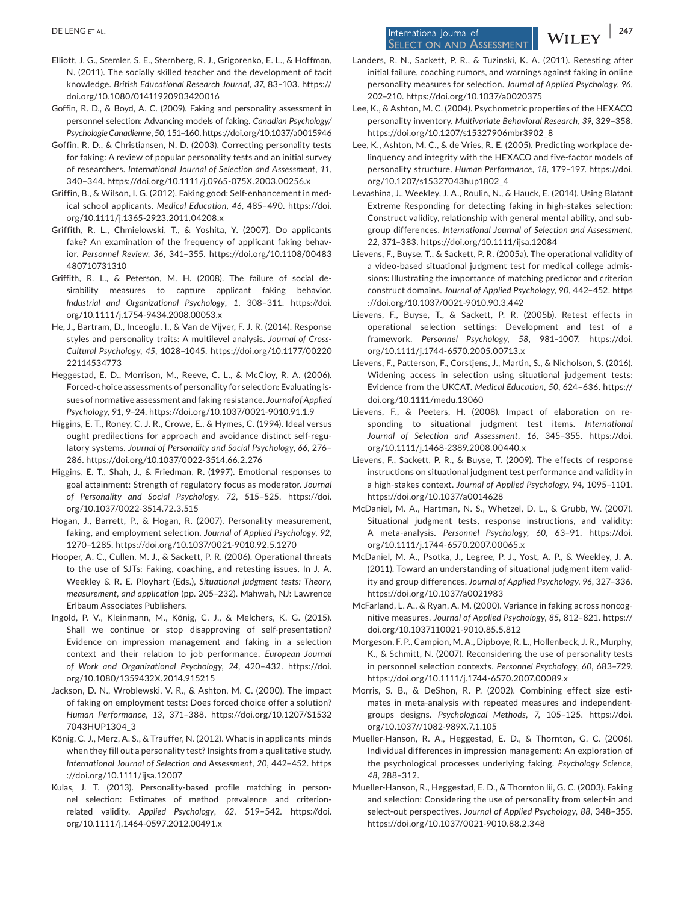Elliott, J. G., Stemler, S. E., Sternberg, R. J., Grigorenko, E. L., & Hoffman, N. (2011). The socially skilled teacher and the development of tacit knowledge. *British Educational Research Journal*, *37*, 83–103. https://doi.org/10.1080/01411920903420016

Goffin, R. D., & Boyd, A. C. (2009). Faking and personality assessment in personnel selection: Advancing models of faking. *Canadian Psychology/Psychologie Canadienne*, *50*, 151–160. https://doi.org/10.1037/a0015946

Goffin, R. D., & Christiansen, N. D. (2003). Correcting personality tests for faking: A review of popular personality tests and an initial survey of researchers. *International Journal of Selection and Assessment*, *11*, 340–344. https://doi.org/10.1111/j.0965-075X.2003.00256.x

Griffin, B., & Wilson, I. G. (2012). Faking good: Self-enhancement in medical school applicants. *Medical Education*, *46*, 485–490. https://doi.org/10.1111/j.1365-2923.2011.04208.x

Griffith, R. L., Chmielowski, T., & Yoshita, Y. (2007). Do applicants fake? An examination of the frequency of applicant faking behavior. *Personnel Review*, *36*, 341–355. https://doi.org/10.1108/00483480710731310

Griffith, R. L., & Peterson, M. H. (2008). The failure of social desirability measures to capture applicant faking behavior. *Industrial and Organizational Psychology*, *1*, 308–311. https://doi.org/10.1111/j.1754-9434.2008.00053.x

He, J., Bartram, D., Inceoglu, I., & Van de Vijver, F. J. R. (2014). Response styles and personality traits: A multilevel analysis. *Journal of Cross-Cultural Psychology*, *45*, 1028–1045. https://doi.org/10.1177/0022022114534773

Heggestad, E. D., Morrison, M., Reeve, C. L., & McCloy, R. A. (2006). Forced-choice assessments of personality for selection: Evaluating issues of normative assessment and faking resistance. *Journal of Applied Psychology*, *91*, 9–24. https://doi.org/10.1037/0021-9010.91.1.9

Higgins, E. T., Roney, C. J. R., Crowe, E., & Hymes, C. (1994). Ideal versus ought predilections for approach and avoidance distinct self-regulatory systems. *Journal of Personality and Social Psychology*, *66*, 276–286. https://doi.org/10.1037/0022-3514.66.2.276

Higgins, E. T., Shah, J., & Friedman, R. (1997). Emotional responses to goal attainment: Strength of regulatory focus as moderator. *Journal of Personality and Social Psychology*, *72*, 515–525. https://doi.org/10.1037/0022-3514.72.3.515

Hogan, J., Barrett, P., & Hogan, R. (2007). Personality measurement, faking, and employment selection. *Journal of Applied Psychology*, *92*, 1270–1285. https://doi.org/10.1037/0021-9010.92.5.1270

Hooper, A. C., Cullen, M. J., & Sackett, P. R. (2006). Operational threats to the use of SJTs: Faking, coaching, and retesting issues. In J. A. Weekley & R. E. Ployhart (Eds.), *Situational judgment tests: Theory, measurement, and application* (pp. 205–232). Mahwah, NJ: Lawrence Erlbaum Associates Publishers.

Ingold, P. V., Kleinmann, M., König, C. J., & Melchers, K. G. (2015). Shall we continue or stop disapproving of self-presentation? Evidence on impression management and faking in a selection context and their relation to job performance. *European Journal of Work and Organizational Psychology*, *24*, 420–432. https://doi.org/10.1080/1359432X.2014.915215

Jackson, D. N., Wroblewski, V. R., & Ashton, M. C. (2000). The impact of faking on employment tests: Does forced choice offer a solution? *Human Performance*, *13*, 371–388. https://doi.org/10.1207/S15327043HUP1304_3

König, C. J., Merz, A. S., & Trauffer, N. (2012). What is in applicants' minds when they fill out a personality test? Insights from a qualitative study. *International Journal of Selection and Assessment*, *20*, 442–452. https://doi.org/10.1111/ijsa.12007

Kulas, J. T. (2013). Personality-based profile matching in personnel selection: Estimates of method prevalence and criterion-related validity. *Applied Psychology*, *62*, 519–542. https://doi.org/10.1111/j.1464-0597.2012.00491.x

Landers, R. N., Sackett, P. R., & Tuzinski, K. A. (2011). Retesting after initial failure, coaching rumors, and warnings against faking in online personality measures for selection. *Journal of Applied Psychology*, *96*, 202–210. https://doi.org/10.1037/a0020375

Lee, K., & Ashton, M. C. (2004). Psychometric properties of the HEXACO personality inventory. *Multivariate Behavioral Research*, *39*, 329–358. https://doi.org/10.1207/s15327906mbr3902_8

Lee, K., Ashton, M. C., & de Vries, R. E. (2005). Predicting workplace delinquency and integrity with the HEXACO and five-factor models of personality structure. *Human Performance*, *18*, 179–197. https://doi.org/10.1207/s15327043hup1802_4

Levashina, J., Weekley, J. A., Roulin, N., & Hauck, E. (2014). Using Blatant Extreme Responding for detecting faking in high-stakes selection: Construct validity, relationship with general mental ability, and subgroup differences. *International Journal of Selection and Assessment*, *22*, 371–383. https://doi.org/10.1111/ijsa.12084

Lievens, F., Buyse, T., & Sackett, P. R. (2005a). The operational validity of a video-based situational judgment test for medical college admissions: Illustrating the importance of matching predictor and criterion construct domains. *Journal of Applied Psychology*, *90*, 442–452. https://doi.org/10.1037/0021-9010.90.3.442

Lievens, F., Buyse, T., & Sackett, P. R. (2005b). Retest effects in operational selection settings: Development and test of a framework. *Personnel Psychology*, *58*, 981–1007. https://doi.org/10.1111/j.1744-6570.2005.00713.x

Lievens, F., Patterson, F., Corstjens, J., Martin, S., & Nicholson, S. (2016). Widening access in selection using situational judgement tests: Evidence from the UKCAT. *Medical Education*, *50*, 624–636. https://doi.org/10.1111/medu.13060

Lievens, F., & Peeters, H. (2008). Impact of elaboration on responding to situational judgment test items. *International Journal of Selection and Assessment*, *16*, 345–355. https://doi.org/10.1111/j.1468-2389.2008.00440.x

Lievens, F., Sackett, P. R., & Buyse, T. (2009). The effects of response instructions on situational judgment test performance and validity in a high-stakes context. *Journal of Applied Psychology*, *94*, 1095–1101. https://doi.org/10.1037/a0014628

McDaniel, M. A., Hartman, N. S., Whetzel, D. L., & Grubb, W. (2007). Situational judgment tests, response instructions, and validity: A meta-analysis. *Personnel Psychology*, *60*, 63–91. https://doi.org/10.1111/j.1744-6570.2007.00065.x

McDaniel, M. A., Psotka, J., Legree, P. J., Yost, A. P., & Weekley, J. A. (2011). Toward an understanding of situational judgment item validity and group differences. *Journal of Applied Psychology*, *96*, 327–336. https://doi.org/10.1037/a0021983

McFarland, L. A., & Ryan, A. M. (2000). Variance in faking across noncognitive measures. *Journal of Applied Psychology*, *85*, 812–821. https://doi.org/10.1037110021-9010.85.5.812

Morgeson, F. P., Campion, M. A., Dipboye, R. L., Hollenbeck, J. R., Murphy, K., & Schmitt, N. (2007). Reconsidering the use of personality tests in personnel selection contexts. *Personnel Psychology*, *60*, 683–729. https://doi.org/10.1111/j.1744-6570.2007.00089.x

Morris, S. B., & DeShon, R. P. (2002). Combining effect size estimates in meta-analysis with repeated measures and independent-groups designs. *Psychological Methods*, *7*, 105–125. https://doi.org/10.1037//1082-989X.7.1.105

Mueller-Hanson, R. A., Heggestad, E. D., & Thornton, G. C. (2006). Individual differences in impression management: An exploration of the psychological processes underlying faking. *Psychology Science*, *48*, 288–312.

Mueller-Hanson, R., Heggestad, E. D., & Thornton Iii, G. C. (2003). Faking and selection: Considering the use of personality from select-in and select-out perspectives. *Journal of Applied Psychology*, *88*, 348–355. https://doi.org/10.1037/0021-9010.88.2.348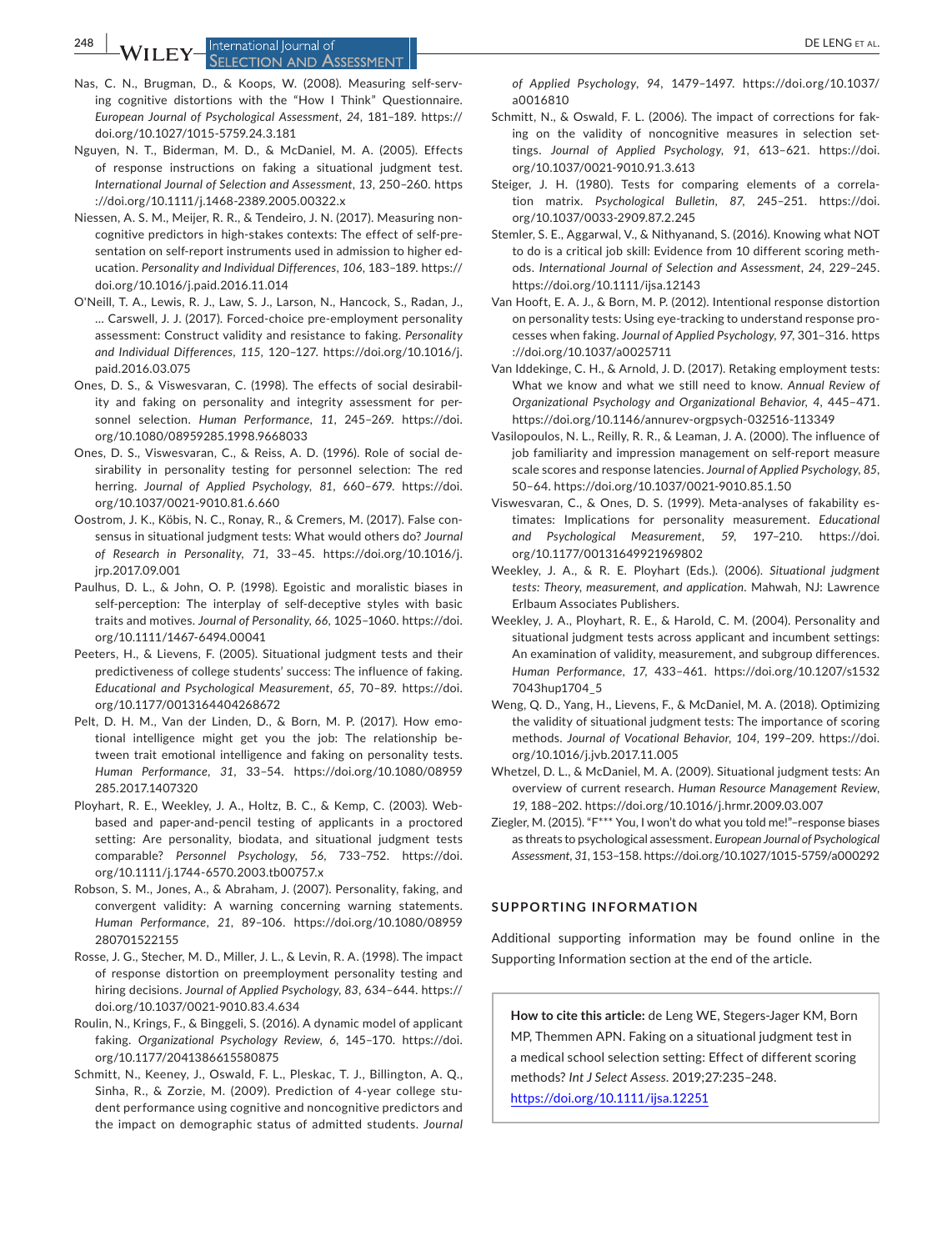Nas, C. N., Brugman, D., & Koops, W. (2008). Measuring self-serving cognitive distortions with the "How I Think" Questionnaire. *European Journal of Psychological Assessment*, *24*, 181–189. https://doi.org/10.1027/1015-5759.24.3.181

Nguyen, N. T., Biderman, M. D., & McDaniel, M. A. (2005). Effects of response instructions on faking a situational judgment test. *International Journal of Selection and Assessment*, *13*, 250–260. https://doi.org/10.1111/j.1468-2389.2005.00322.x

Niessen, A. S. M., Meijer, R. R., & Tendeiro, J. N. (2017). Measuring non-cognitive predictors in high-stakes contexts: The effect of self-presentation on self-report instruments used in admission to higher education. *Personality and Individual Differences*, *106*, 183–189. https://doi.org/10.1016/j.paid.2016.11.014

O'Neill, T. A., Lewis, R. J., Law, S. J., Larson, N., Hancock, S., Radan, J., … Carswell, J. J. (2017). Forced-choice pre-employment personality assessment: Construct validity and resistance to faking. *Personality and Individual Differences*, *115*, 120–127. https://doi.org/10.1016/j.paid.2016.03.075

Ones, D. S., & Viswesvaran, C. (1998). The effects of social desirability and faking on personality and integrity assessment for personnel selection. *Human Performance*, *11*, 245–269. https://doi.org/10.1080/08959285.1998.9668033

Ones, D. S., Viswesvaran, C., & Reiss, A. D. (1996). Role of social desirability in personality testing for personnel selection: The red herring. *Journal of Applied Psychology*, *81*, 660–679. https://doi.org/10.1037/0021-9010.81.6.660

Oostrom, J. K., Köbis, N. C., Ronay, R., & Cremers, M. (2017). False consensus in situational judgment tests: What would others do? *Journal of Research in Personality*, *71*, 33–45. https://doi.org/10.1016/j.jrp.2017.09.001

Paulhus, D. L., & John, O. P. (1998). Egoistic and moralistic biases in self-perception: The interplay of self-deceptive styles with basic traits and motives. *Journal of Personality*, *66*, 1025–1060. https://doi.org/10.1111/1467-6494.00041

Peeters, H., & Lievens, F. (2005). Situational judgment tests and their predictiveness of college students' success: The influence of faking. *Educational and Psychological Measurement*, *65*, 70–89. https://doi.org/10.1177/0013164404268672

Pelt, D. H. M., Van der Linden, D., & Born, M. P. (2017). How emotional intelligence might get you the job: The relationship between trait emotional intelligence and faking on personality tests. *Human Performance*, *31*, 33–54. https://doi.org/10.1080/08959285.2017.1407320

Ployhart, R. E., Weekley, J. A., Holtz, B. C., & Kemp, C. (2003). Web-based and paper-and-pencil testing of applicants in a proctored setting: Are personality, biodata, and situational judgment tests comparable? *Personnel Psychology*, *56*, 733–752. https://doi.org/10.1111/j.1744-6570.2003.tb00757.x

Robson, S. M., Jones, A., & Abraham, J. (2007). Personality, faking, and convergent validity: A warning concerning warning statements. *Human Performance*, *21*, 89–106. https://doi.org/10.1080/08959280701522155

Rosse, J. G., Stecher, M. D., Miller, J. L., & Levin, R. A. (1998). The impact of response distortion on preemployment personality testing and hiring decisions. *Journal of Applied Psychology*, *83*, 634–644. https://doi.org/10.1037/0021-9010.83.4.634

Roulin, N., Krings, F., & Binggeli, S. (2016). A dynamic model of applicant faking. *Organizational Psychology Review*, *6*, 145–170. https://doi.org/10.1177/2041386615580875

Schmitt, N., Keeney, J., Oswald, F. L., Pleskac, T. J., Billington, A. Q., Sinha, R., & Zorzie, M. (2009). Prediction of 4-year college student performance using cognitive and noncognitive predictors and the impact on demographic status of admitted students. *Journal of Applied Psychology*, *94*, 1479–1497. https://doi.org/10.1037/a0016810

Schmitt, N., & Oswald, F. L. (2006). The impact of corrections for faking on the validity of noncognitive measures in selection settings. *Journal of Applied Psychology*, *91*, 613–621. https://doi.org/10.1037/0021-9010.91.3.613

Steiger, J. H. (1980). Tests for comparing elements of a correlation matrix. *Psychological Bulletin*, *87*, 245–251. https://doi.org/10.1037/0033-2909.87.2.245

Stemler, S. E., Aggarwal, V., & Nithyanand, S. (2016). Knowing what NOT to do is a critical job skill: Evidence from 10 different scoring methods. *International Journal of Selection and Assessment*, *24*, 229–245. https://doi.org/10.1111/ijsa.12143

Van Hooft, E. A. J., & Born, M. P. (2012). Intentional response distortion on personality tests: Using eye-tracking to understand response processes when faking. *Journal of Applied Psychology*, *97*, 301–316. https://doi.org/10.1037/a0025711

Van Iddekinge, C. H., & Arnold, J. D. (2017). Retaking employment tests: What we know and what we still need to know. *Annual Review of Organizational Psychology and Organizational Behavior*, *4*, 445–471. https://doi.org/10.1146/annurev-orgpsych-032516-113349

Vasilopoulos, N. L., Reilly, R. R., & Leaman, J. A. (2000). The influence of job familiarity and impression management on self-report measure scale scores and response latencies. *Journal of Applied Psychology*, *85*, 50–64. https://doi.org/10.1037/0021-9010.85.1.50

Viswesvaran, C., & Ones, D. S. (1999). Meta-analyses of fakability estimates: Implications for personality measurement. *Educational and Psychological Measurement*, *59*, 197–210. https://doi.org/10.1177/00131649921969802

Weekley, J. A., & R. E. Ployhart (Eds.). (2006). *Situational judgment tests: Theory, measurement, and application*. Mahwah, NJ: Lawrence Erlbaum Associates Publishers.

Weekley, J. A., Ployhart, R. E., & Harold, C. M. (2004). Personality and situational judgment tests across applicant and incumbent settings: An examination of validity, measurement, and subgroup differences. *Human Performance*, *17*, 433–461. https://doi.org/10.1207/s15327043hup1704_5

Weng, Q. D., Yang, H., Lievens, F., & McDaniel, M. A. (2018). Optimizing the validity of situational judgment tests: The importance of scoring methods. *Journal of Vocational Behavior*, *104*, 199–209. https://doi.org/10.1016/j.jvb.2017.11.005

Whetzel, D. L., & McDaniel, M. A. (2009). Situational judgment tests: An overview of current research. *Human Resource Management Review*, *19*, 188–202. https://doi.org/10.1016/j.hrmr.2009.03.007

Ziegler, M. (2015). "F*** You, I won't do what you told me!"–response biases as threats to psychological assessment. *European Journal of Psychological Assessment*, *31*, 153–158. https://doi.org/10.1027/1015-5759/a000292

## SUPPORTING INFORMATION

Additional supporting information may be found online in the Supporting Information section at the end of the article.

**How to cite this article:** de Leng WE, Stegers-Jager KM, Born MP, Themmen APN. Faking on a situational judgment test in a medical school selection setting: Effect of different scoring methods? *Int J Select Assess*. 2019;27:235–248. https://doi.org/10.1111/ijsa.12251